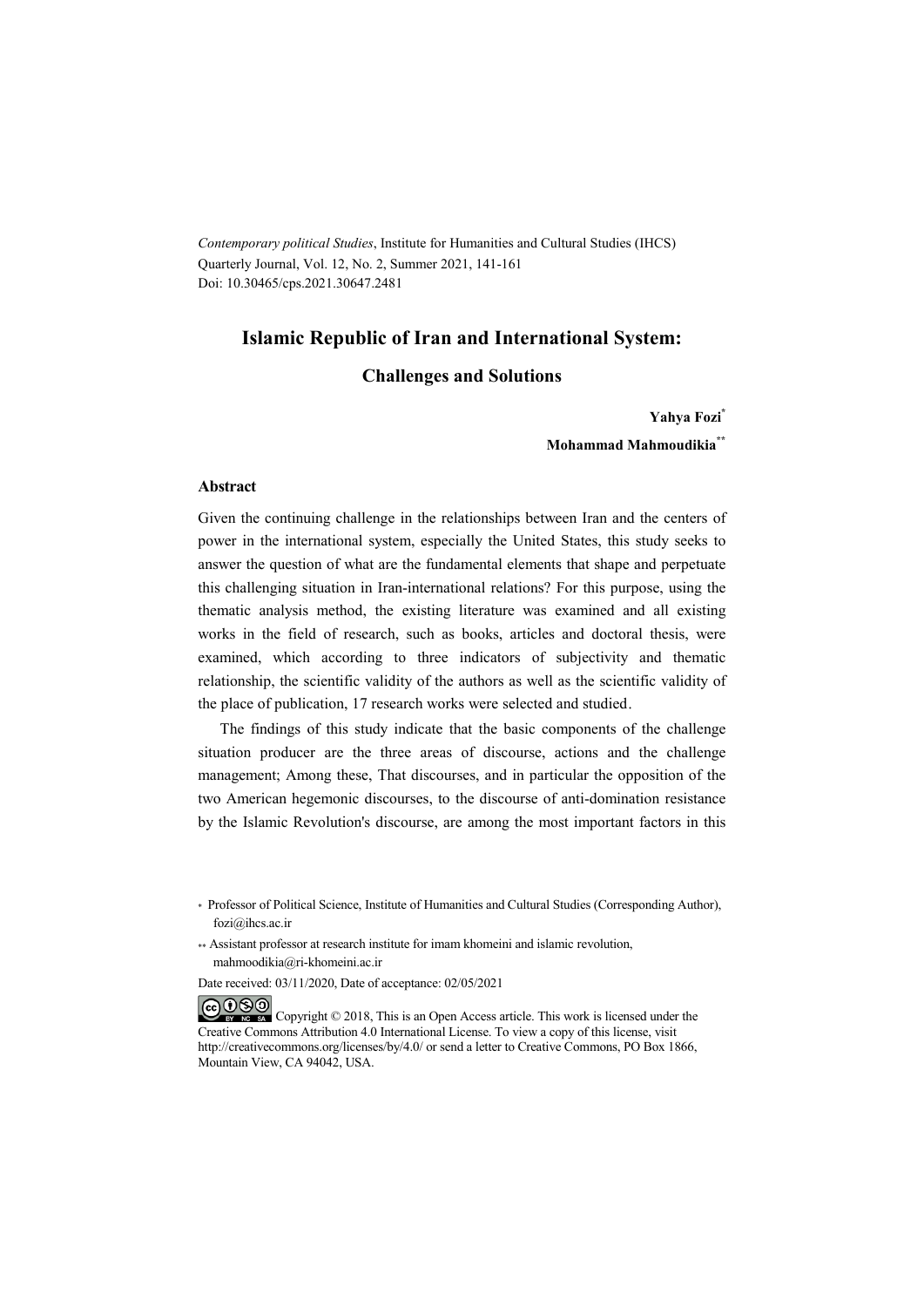*Contemporary political Studies*, Institute for Humanities and Cultural Studies (IHCS)
Quarterly Journal, Vol. 12, No. 2, Summer 2021, 141-161
Doi: 10.30465/cps.2021.30647.2481

# Islamic Republic of Iran and International System:

## Challenges and Solutions

**Yahya Fozi***

**Mohammad Mahmoudikia****

### Abstract

Given the continuing challenge in the relationships between Iran and the centers of power in the international system, especially the United States, this study seeks to answer the question of what are the fundamental elements that shape and perpetuate this challenging situation in Iran-international relations? For this purpose, using the thematic analysis method, the existing literature was examined and all existing works in the field of research, such as books, articles and doctoral thesis, were examined, which according to three indicators of subjectivity and thematic relationship, the scientific validity of the authors as well as the scientific validity of the place of publication, 17 research works were selected and studied.

The findings of this study indicate that the basic components of the challenge situation producer are the three areas of discourse, actions and the challenge management; Among these, That discourses, and in particular the opposition of the two American hegemonic discourses, to the discourse of anti-domination resistance by the Islamic Revolution's discourse, are among the most important factors in this

---

* Professor of Political Science, Institute of Humanities and Cultural Studies (Corresponding Author), fozi@ihcs.ac.ir

** Assistant professor at research institute for imam khomeini and islamic revolution, mahmoodikia@ri-khomeini.ac.ir

Date received: 03/11/2020, Date of acceptance: 02/05/2021

Copyright © 2018, This is an Open Access article. This work is licensed under the Creative Commons Attribution 4.0 International License. To view a copy of this license, visit http://creativecommons.org/licenses/by/4.0/ or send a letter to Creative Commons, PO Box 1866, Mountain View, CA 94042, USA.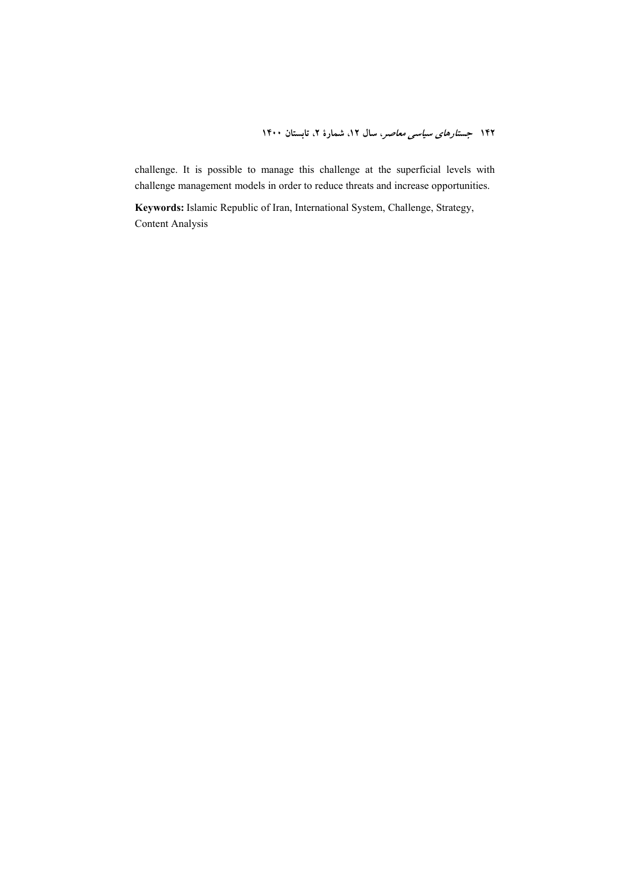challenge. It is possible to manage this challenge at the superficial levels with challenge management models in order to reduce threats and increase opportunities.

**Keywords:** Islamic Republic of Iran, International System, Challenge, Strategy, Content Analysis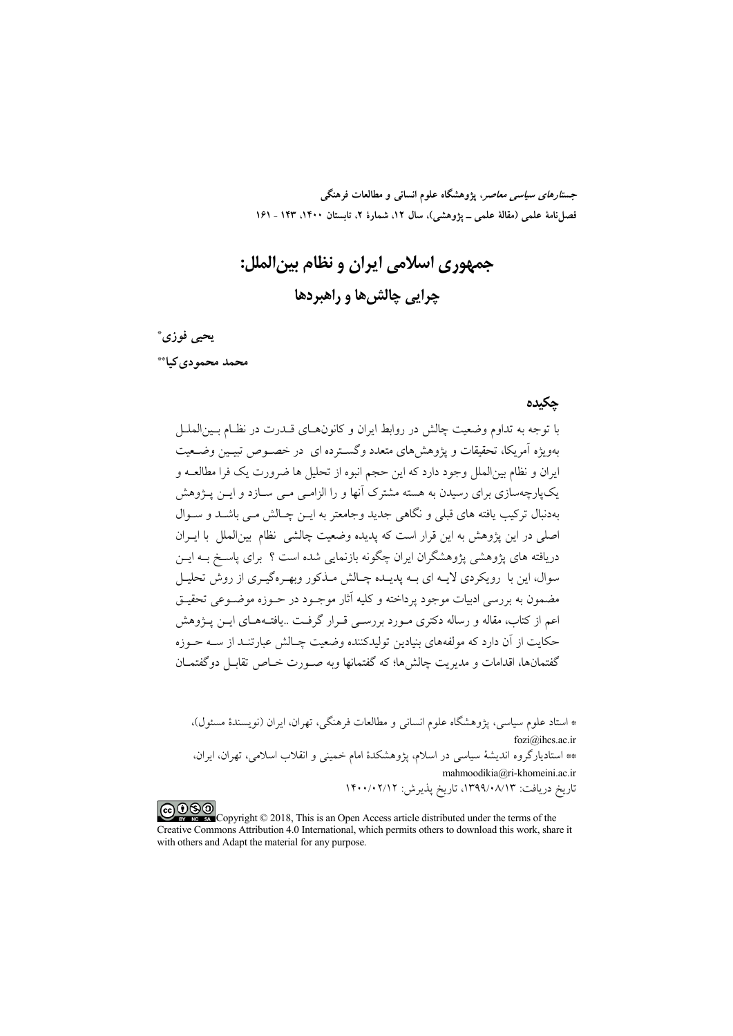# جمهوری اسلامی ایران و نظام بین‌الملل:

## چرایی چالش‌ها و راهبردها

**یحیی فوزی***

**محمد محمودی‌کیا****

### چکیده

با توجه به تداوم وضعیت چالش در روابط ایران و کانون‌های قدرت در نظام بین‌الملل به‌ویژه آمریکا، تحقیقات و پژوهش‌های متعدد وگسترده ای در خصوص تبیین وضعیت ایران و نظام بین‌الملل وجود دارد که این حجم انبوه از تحلیل ها ضرورت یک فرا مطالعه و یک‌پارچه‌سازی برای رسیدن به هسته مشترک آنها و را الزامی می سازد و این پژوهش به‌دنبال ترکیب یافته های قبلی و نگاهی جدید وجامعتر به این چالش می باشد و سوال اصلی در این پژوهش به این قرار است که پدیده وضعیت چالشی نظام بین‌الملل با ایران دریافته های پژوهشی پژوهشگران ایران چگونه بازنمایی شده است ؟ برای پاسخ به این سوال، این با رویکردی لایه ای به پدیده چالش مذکور وبهره‌گیری از روش تحلیل مضمون به بررسی ادبیات موجود پرداخته و کلیه آثار موجود در حوزه موضوعی تحقیق اعم از کتاب، مقاله و رساله دکتری مورد بررسی قرار گرفت ..یافته‌های این پژوهش حکایت از آن دارد که مولفه‌های بنیادین تولیدکننده وضعیت چالش عبارتند از سه حوزه گفتمان‌ها، اقدامات و مدیریت چالش‌ها؛ که گفتمانها وبه صورت خاص تقابل دوگفتمان

---

* استاد علوم سیاسی، پژوهشگاه علوم انسانی و مطالعات فرهنگی، تهران، ایران (نویسندهٔ مسئول)، fozi@ihcs.ac.ir

** استادیارگروه اندیشهٔ سیاسی در اسلام، پژوهشکدهٔ امام خمینی و انقلاب اسلامی، تهران، ایران، mahmoodikia@ri-khomeini.ac.ir

تاریخ دریافت: ۱۳۹۹/۰۸/۱۳، تاریخ پذیرش: ۱۴۰۰/۰۲/۱۲

Copyright © 2018, This is an Open Access article distributed under the terms of the Creative Commons Attribution 4.0 International, which permits others to download this work, share it with others and Adapt the material for any purpose.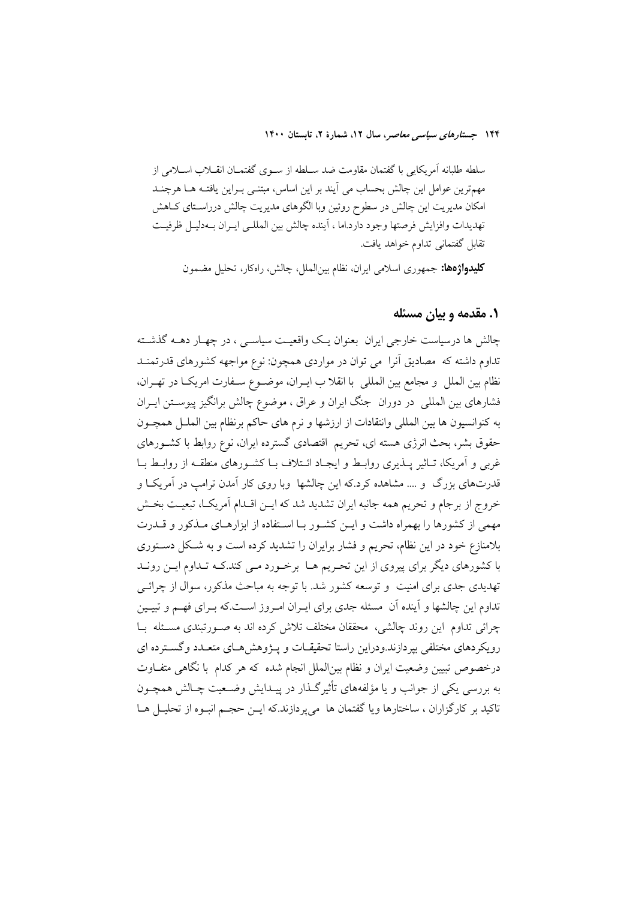سلطه طلبانه آمریکایی با گفتمان مقاومت ضد سلطه از سوی گفتمان انقلاب اسلامی از مهم‌ترین عوامل این چالش بحساب می آیند بر این اساس، مبتنی براین یافته ها هرچند امکان مدیریت این چالش در سطوح روئین وبا الگوهای مدیریت چالش درراستای کاهش تهدیدات وافزایش فرصتها وجود دارد.اما ، آینده چالش بین المللی ایران بـه‌دلیل ظرفیت تقابل گفتمانی تداوم خواهد یافت.

**کلیدواژه‌ها:** جمهوری اسلامی ایران، نظام بین‌الملل، چالش، راه‌کار، تحلیل مضمون

## ۱. مقدمه و بیان مسئله

چالش ها درسیاست خارجی ایران بعنوان یک واقعیت سیاسی ، در چهار دهه گذشته تداوم داشته که مصادیق آنرا می توان در مواردی همچون: نوع مواجهه کشورهای قدرتمند نظام بین الملل و مجامع بین المللی با انقلا ب ایران، موضوع سفارت امریکا در تهران، فشارهای بین المللی در دوران جنگ ایران و عراق ، موضوع چالش برانگیز پیوستن ایران به کنوانسیون ها بین المللی وانتقادات از ارزشها و نرم های حاکم برنظام بین الملل همچون حقوق بشر، بحث انرژی هسته ای، تحریم اقتصادی گسترده ایران، نوع روابط با کشورهای غربی و آمریکا، تاثیر پذیری روابط و ایجاد ائتلاف با کشورهای منطقه از روابط با قدرت‌های بزرگ و .... مشاهده کرد.که این چالشها وبا روی کار آمدن ترامپ در آمریکا و خروج از برجام و تحریم همه جانبه ایران تشدید شد که این اقدام آمریکا، تبعیت بخش مهمی از کشورها را بهمراه داشت و این کشور با استفاده از ابزارهای مذکور و قدرت بلامنازع خود در این نظام، تحریم و فشار برایران را تشدید کرده است و به شکل دستوری با کشورهای دیگر برای پیروی از این تحریم ها برخورد می کند.که تداوم این روند تهدیدی جدی برای امنیت و توسعه کشور شد. با توجه به مباحث مذکور، سوال از چرائی تداوم این چالشها و آینده آن مسئله جدی برای ایران امروز است.که برای فهم و تبیین چرائی تداوم این روند چالشی، محققان مختلف تلاش کرده اند به صورتبندی مسئله با رویکردهای مختلفی بپردازند.ودراین راستا تحقیقات و پژوهش‌های متعدد وگسترده ای درخصوص تبیین وضعیت ایران و نظام بین‌الملل انجام شده که هر کدام با نگاهی متفاوت به بررسی یکی از جوانب و یا مؤلفه‌های تأثیرگذار در پیدایش وضعیت چالش همچون تاکید بر کارگزاران ، ساختارها ویا گفتمان ها می‌پردازند.که این حجم انبوه از تحلیل ها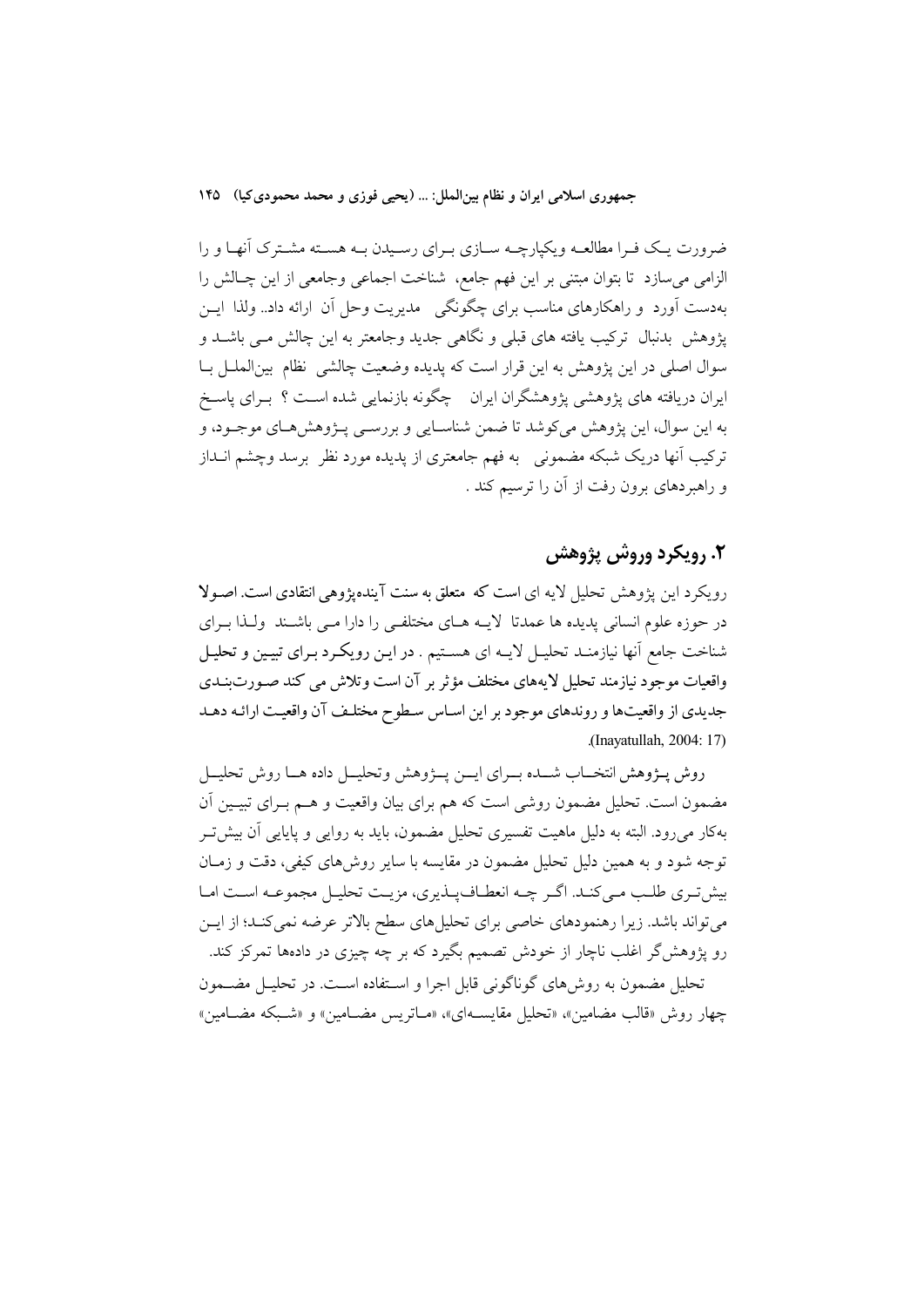ضرورت یک فرا مطالعه ویکپارچه سازی برای رسیدن به هسته مشترک آنها و را الزامی می‌سازد تا بتوان مبتنی بر این فهم جامع، شناخت اجماعی وجامعی از این چالش را به‌دست آورد و راهکارهای مناسب برای چگونگی مدیریت وحل آن ارائه داد.. ولذا این پژوهش بدنبال ترکیب یافته های قبلی و نگاهی جدید وجامعتر به این چالش می باشد و سوال اصلی در این پژوهش به این قرار است که پدیده وضعیت چالشی نظام بین‌الملل با ایران دریافته های پژوهشی پژوهشگران ایران چگونه بازنمایی شده است ؟ برای پاسخ به این سوال، این پژوهش می‌کوشد تا ضمن شناسایی و بررسی پژوهش‌های موجود، و ترکیب آنها دریک شبکه مضمونی به فهم جامعتری از پدیده مورد نظر برسد وچشم انداز و راهبردهای برون رفت از آن را ترسیم کند .

## ۲. رویکرد وروش پژوهش

رویکرد این پژوهش تحلیل لایه ای است که متعلق به سنت آینده‌پژوهی انتقادی است. اصولا در حوزه علوم انسانی پدیده ها عمدتا لایه های مختلفی را دارا می باشند ولذا برای شناخت جامع آنها نیازمند تحلیل لایه ای هستیم . در این رویکرد برای تبیین و تحلیل واقعیات موجود نیازمند تحلیل لایه‌های مختلف مؤثر بر آن است وتلاش می کند صورت‌بندی جدیدی از واقعیت‌ها و روندهای موجود بر این اساس سطوح مختلف آن واقعیت ارائه دهد .(Inayatullah, 2004: 17)

روش پژوهش انتخاب شده برای این پژوهش وتحلیل داده ها روش تحلیل مضمون است. تحلیل مضمون روشی است که هم برای بیان واقعیت و هم برای تبیین آن به‌کار می‌رود. البته به دلیل ماهیت تفسیری تحلیل مضمون، باید به روایی و پایایی آن بیش‌تر توجه شود و به همین دلیل تحلیل مضمون در مقایسه با سایر روش‌های کیفی، دقت و زمان بیش‌تری طلب می‌کند. اگر چه انعطاف‌پذیری، مزیت تحلیل مجموعه است اما می‌تواند بالقوه باشد. زیرا رهنمودهای خاصی برای تحلیل‌های سطح بالاتر عرضه نمی‌کند؛ از این رو پژوهش‌گر اغلب ناچار از خودش تصمیم بگیرد که بر چه چیزی در داده‌ها تمرکز کند.

تحلیل مضمون به روش‌های گوناگونی قابل اجرا و استفاده است. در تحلیل مضمون چهار روش «قالب مضامین»، «تحلیل مقایسه‌ای»، «ماتریس مضامین» و «شبکه مضامین»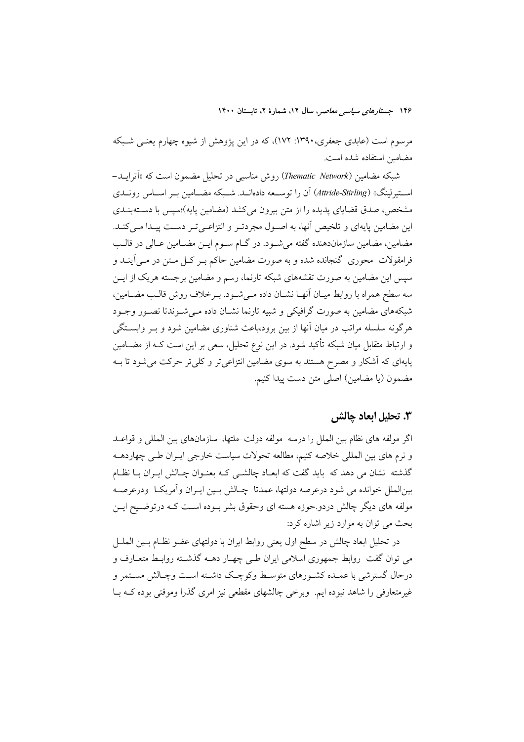مرسوم است (عابدی جعفری،۱۳۹۰: ۱۷۲)، که در این پژوهش از شیوه چهارم یعنی شبکه مضامین استفاده شده است.

شبکه مضامین (*Thematic Network*) روش مناسبی در تحلیل مضمون است که «آترایـد-استیرلینگ» (*Attride-Stirling*) آن را توسعه دادهانـد. شبکه مضامین بـر اسـاس رونـدی مشخص، صدق قضایای پدیده را از متن بیرون می‌کشد (مضامین پایه)؛سپس با دسته‌بندی این مضامین پایه‌ای و تلخیص آنها، به اصـول مجردتـر و انتزاعی‌تـر دسـت پیـدا مـی‌کنـد. مضامین، مضامین سازمان‌دهنده گفته می‌شود. در گـام سـوم ایـن مضامین عـالی در قالـب فرامقولات محوری گنجانده شده و به صورت مضامین حاکم بـر کـل مـتن در مـی‌آینـد و سپس این مضامین به صورت نقشه‌های شبکه تارنما، رسم و مضامین برجسته هریک از ایـن سه سطح همراه با روابط میـان آنهـا نشـان داده مـی‌شـود. بـرخلاف روش قالـب مضـامین، شبکه‌های مضامین به صورت گرافیکی و شبیه تارنما نشان داده مـی‌شـوندتا تصـور وجـود هرگونه سلسله مراتب در میان آنها از بین برود،باعث شناوری مضامین شود و بـر وابسـتگی و ارتباط متقابل میان شبکه تأکید شود. در این نوع تحلیل، سعی بر این است کـه از مضـامین پایه‌ای که آشکار و مصرح هستند به سوی مضامین انتزاعی‌تر و کلی‌تر حرکت می‌شود تا بـه مضمون (یا مضامین) اصلی متن دست پیدا کنیم.

## ۳. تحلیل ابعاد چالش

اگر مولفه های نظام بین الملل را درسه مولفه دولت-ملتها،-سازمانهای بین المللی و قواعـد و نرم های بین المللی خلاصه کنیم، مطالعه تحولات سیاست خارجی ایـران طـی چهاردهـه گذشته نشان می دهد که باید گفت که ابعـاد چالشـی کـه بعنـوان چـالش ایـران بـا نظـام بین‌الملل خوانده می شود درعرصه دولتها، عمدتا چـالش بـین ایـران وآمریکـا ودرعرصـه مولفه های دیگر چالش دردو.حوزه هسته ای وحقوق بشر بـوده اسـت کـه درتوضـیح ایـن بحث می توان به موارد زیر اشاره کرد:

در تحلیل ابعاد چالش در سطح اول یعنی روابط ایران با دولتهای عضو نظـام بـین الملـل می توان گفت روابط جمهوری اسلامی ایران طـی چهـار دهـه گذشـته روابـط متعـارف و درحال گسترشی با عمـده کشـورهای متوسـط وکوچـک داشـته اسـت وچـالش مسـتمر و غیرمتعارفی را شاهد نبوده ایم. وبرخی چالشهای مقطعی نیز امری گذرا وموقتی بوده کـه بـا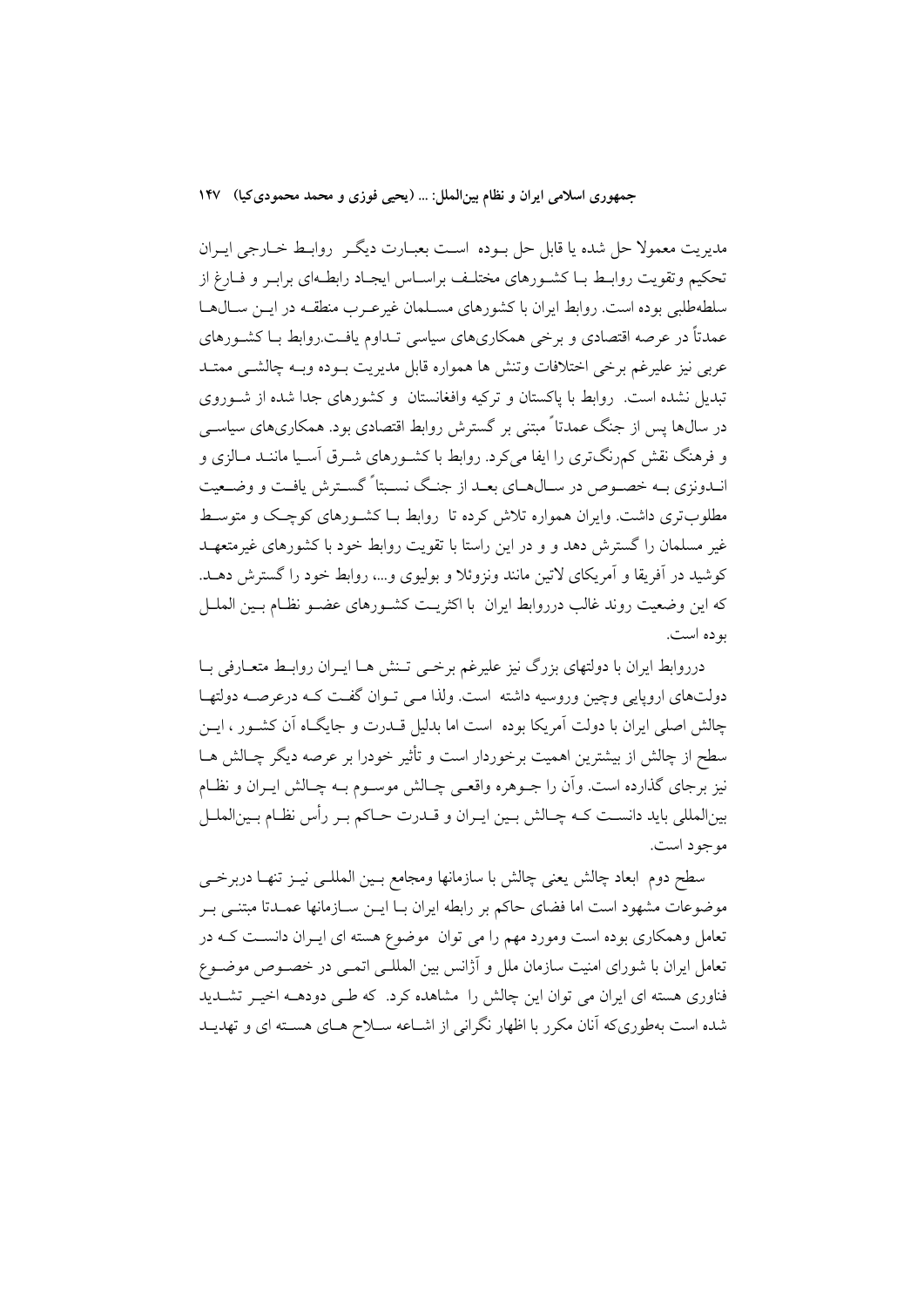مدیریت معمولا حل شده یا قابل حل بوده است بعبارت دیگر روابط خارجی ایران تحکیم وتقویت روابط با کشورهای مختلف براساس ایجاد رابطه‌ای برابر و فارغ از سلطه‌طلبی بوده است. روابط ایران با کشورهای مسلمان غیرعرب منطقه در این سال‌ها عمدتاً در عرصه اقتصادی و برخی همکاری‌های سیاسی تداوم یافت.روابط با کشورهای عربی نیز علیرغم برخی اختلافات وتنش ها همواره قابل مدیریت بوده وبه چالشی ممتد تبدیل نشده است. روابط با پاکستان و ترکیه وافغانستان و کشورهای جدا شده از شوروی در سال‌ها پس از جنگ عمدتاً مبتنی بر گسترش روابط اقتصادی بود. همکاری‌های سیاسی و فرهنگ نقش کم‌رنگ‌تری را ایفا می‌کرد. روابط با کشورهای شرق آسیا مانند مالزی و اندونزی به خصوص در سال‌های بعد از جنگ نسبتاً گسترش یافت و وضعیت مطلوب‌تری داشت. وایران همواره تلاش کرده تا روابط با کشورهای کوچک و متوسط غیر مسلمان را گسترش دهد و و در این راستا با تقویت روابط خود با کشورهای غیرمتعهد کوشید در آفریقا و آمریکای لاتین مانند ونزوئلا و بولیوی و...، روابط خود را گسترش دهد. که این وضعیت روند غالب درروابط ایران با اکثریت کشورهای عضو نظام بین الملل بوده است.

درروابط ایران با دولتهای بزرگ نیز علیرغم برخی تنش ها ایران روابط متعارفی با دولت‌های اروپایی وچین وروسیه داشته است. ولذا می توان گفت که درعرصه دولتها چالش اصلی ایران با دولت آمریکا بوده است اما بدلیل قدرت و جایگاه آن کشور ، این سطح از چالش از بیشترین اهمیت برخوردار است و تأثیر خودرا بر عرصه دیگر چالش ها نیز برجای گذارده است. وآن را جوهره واقعی چالش موسوم به چالش ایران و نظام بین‌المللی باید دانست که چالش بین ایران و قدرت حاکم بر رأس نظام بین‌الملل موجود است.

سطح دوم ابعاد چالش یعنی چالش با سازمانها ومجامع بین المللی نیز تنها دربرخی موضوعات مشهود است اما فضای حاکم بر رابطه ایران با این سازمانها عمدتا مبتنی بر تعامل وهمکاری بوده است ومورد مهم را می توان موضوع هسته ای ایران دانست که در تعامل ایران با شورای امنیت سازمان ملل و آژانس بین المللی اتمی در خصوص موضوع فناوری هسته ای ایران می توان این چالش را مشاهده کرد. که طی دودهه اخیر تشدید شده است به‌طوری‌که آنان مکرر با اظهار نگرانی از اشاعه سلاح های هسته ای و تهدید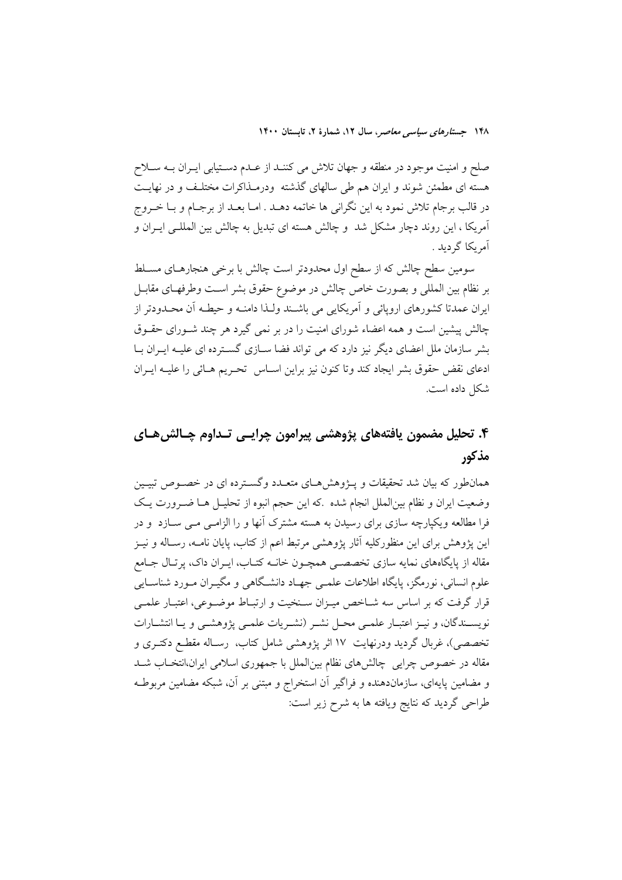صلح و امنیت موجود در منطقه و جهان تلاش می کنند از عدم دستیابی ایران به سلاح هسته ای مطمئن شوند و ایران هم طی سالهای گذشته ودرمذاکرات مختلف و در نهایت در قالب برجام تلاش نمود به این نگرانی ها خاتمه دهد . اما بعد از برجام و با خروج آمریکا ، این روند دچار مشکل شد و چالش هسته ای تبدیل به چالش بین المللی ایران و آمریکا گردید .

سومین سطح چالش که از سطح اول محدودتر است چالش با برخی هنجارهای مسلط بر نظام بین المللی و بصورت خاص چالش در موضوع حقوق بشر است وطرفهای مقابل ایران عمدتا کشورهای اروپائی و آمریکایی می باشند ولذا دامنه و حیطه آن محدودتر از چالش پیشین است و همه اعضاء شورای امنیت را در بر نمی گیرد هر چند شورای حقوق بشر سازمان ملل اعضای دیگر نیز دارد که می تواند فضا سازی گسترده ای علیه ایران با ادعای نقض حقوق بشر ایجاد کند وتا کنون نیز براین اساس تحریم هائی را علیه ایران شکل داده است.

## ۴. تحلیل مضمون یافته‌های پژوهشی پیرامون چرایی تداوم چالش‌های مذکور

همان‌طور که بیان شد تحقیقات و پژوهش‌های متعدد وگسترده ای در خصوص تبیین وضعیت ایران و نظام بین‌الملل انجام شده .که این حجم انبوه از تحلیل ها ضرورت یک فرا مطالعه ویکپارچه سازی برای رسیدن به هسته مشترک آنها و را الزامی می سازد و در این پژوهش برای این منظورکلیه آثار پژوهشی مرتبط اعم از کتاب، پایان نامه، رساله و نیز مقاله از پایگاه‌های نمایه سازی تخصصی همچون خانه کتاب، ایران داک، پرتال جامع علوم انسانی، نورمگز، پایگاه اطلاعات علمی جهاد دانشگاهی و مگیران مورد شناسایی قرار گرفت که بر اساس سه شاخص میزان سنخیت و ارتباط موضوعی، اعتبار علمی نویسندگان، و نیز اعتبار علمی محل نشر (نشریات علمی پژوهشی و یا انتشارات تخصصی)، غربال گردید ودرنهایت ۱۷ اثر پژوهشی شامل کتاب، رساله مقطع دکتری و مقاله در خصوص چرایی چالش‌های نظام بین‌الملل با جمهوری اسلامی ایران،انتخاب شد و مضامین پایه‌ای، سازمان‌دهنده و فراگیر آن استخراج و مبتنی بر آن، شبکه مضامین مربوطه طراحی گردید که نتایج ویافته ها به شرح زیر است: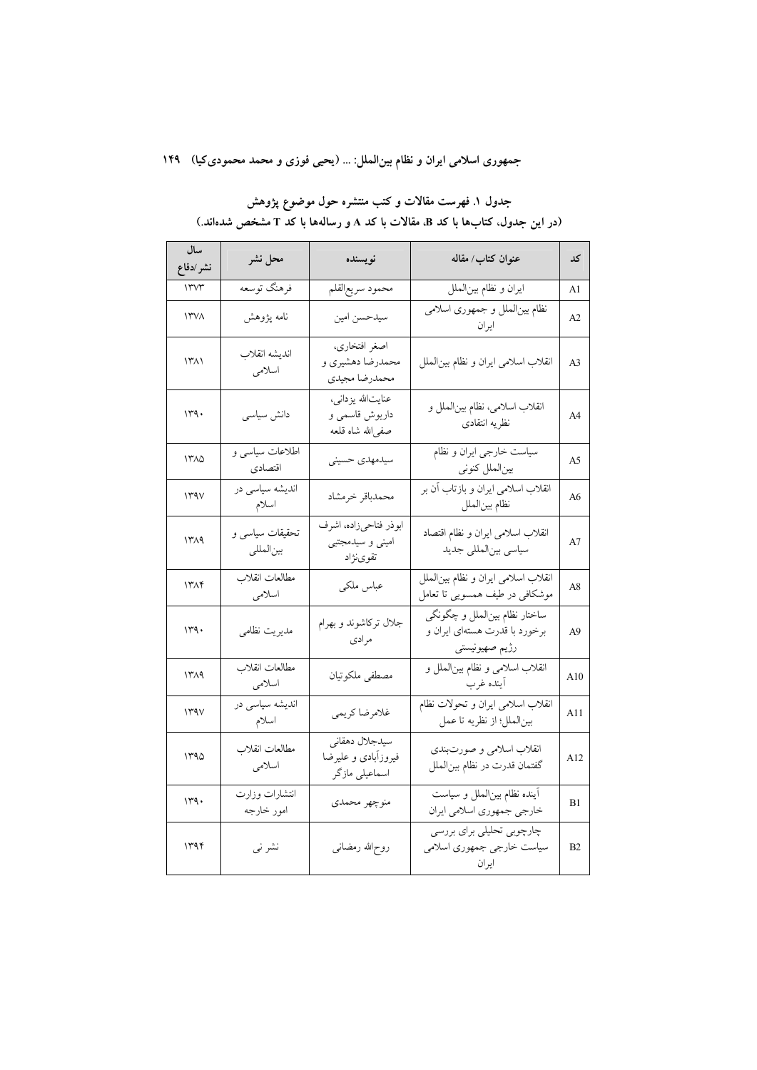**جدول ۱. فهرست مقالات و کتب منتشره حول موضوع پژوهش**
**(در این جدول، کتاب‌ها با کد B، مقالات با کد A و رساله‌ها با کد T مشخص شده‌اند.)**

| کد | عنوان کتاب/ مقاله | نویسنده | محل نشر | سال نشر/دفاع |
|---|---|---|---|---|
| A1 | ایران و نظام بین‌الملل | محمود سریع‌القلم | فرهنگ توسعه | ۱۳۷۳ |
| A2 | نظام بین‌الملل و جمهوری اسلامی ایران | سیدحسن امین | نامه پژوهش | ۱۳۷۸ |
| A3 | انقلاب اسلامی ایران و نظام بین‌الملل | اصغر افتخاری، محمدرضا دهشیری و محمدرضا مجیدی | اندیشه انقلاب اسلامی | ۱۳۸۱ |
| A4 | انقلاب اسلامی، نظام بین‌الملل و نظریه انتقادی | عنایت‌الله یزدانی، داریوش قاسمی و صفی‌الله شاه قلعه | دانش سیاسی | ۱۳۹۰ |
| A5 | سیاست خارجی ایران و نظام بین‌الملل کنونی | سیدمهدی حسینی | اطلاعات سیاسی و اقتصادی | ۱۳۸۵ |
| A6 | انقلاب اسلامی ایران و بازتاب آن بر نظام بین‌الملل | محمدباقر خرمشاد | اندیشه سیاسی در اسلام | ۱۳۹۷ |
| A7 | انقلاب اسلامی ایران و نظام اقتصاد سیاسی بین‌المللی جدید | ابوذر فتاحی‌زاده، اشرف امینی و سیدمجتبی تقوی‌نژاد | تحقیقات سیاسی و بین‌المللی | ۱۳۸۹ |
| A8 | انقلاب اسلامی ایران و نظام بین‌الملل موشکافی در طیف همسویی تا تعامل | عباس ملکی | مطالعات انقلاب اسلامی | ۱۳۸۴ |
| A9 | ساختار نظام بین‌الملل و چگونگی برخورد با قدرت هسته‌ای ایران و رژیم صهیونیستی | جلال ترکاشوند و بهرام مرادی | مدیریت نظامی | ۱۳۹۰ |
| A10 | انقلاب اسلامی و نظام بین‌الملل و آینده غرب | مصطفی ملکوتیان | مطالعات انقلاب اسلامی | ۱۳۸۹ |
| A11 | انقلاب اسلامی ایران و تحولات نظام بین‌الملل؛ از نظریه تا عمل | غلامرضا کریمی | اندیشه سیاسی در اسلام | ۱۳۹۷ |
| A12 | انقلاب اسلامی و صورت‌بندی گفتمان قدرت در نظام بین‌الملل | سیدجلال دهقانی فیروزآبادی و علیرضا اسماعیلی مازگر | مطالعات انقلاب اسلامی | ۱۳۹۵ |
| B1 | آینده نظام بین‌الملل و سیاست خارجی جمهوری اسلامی ایران | منوچهر محمدی | انتشارات وزارت امور خارجه | ۱۳۹۰ |
| B2 | چارچوبی تحلیلی برای بررسی سیاست خارجی جمهوری اسلامی ایران | روح‌الله رمضانی | نشر نی | ۱۳۹۴ |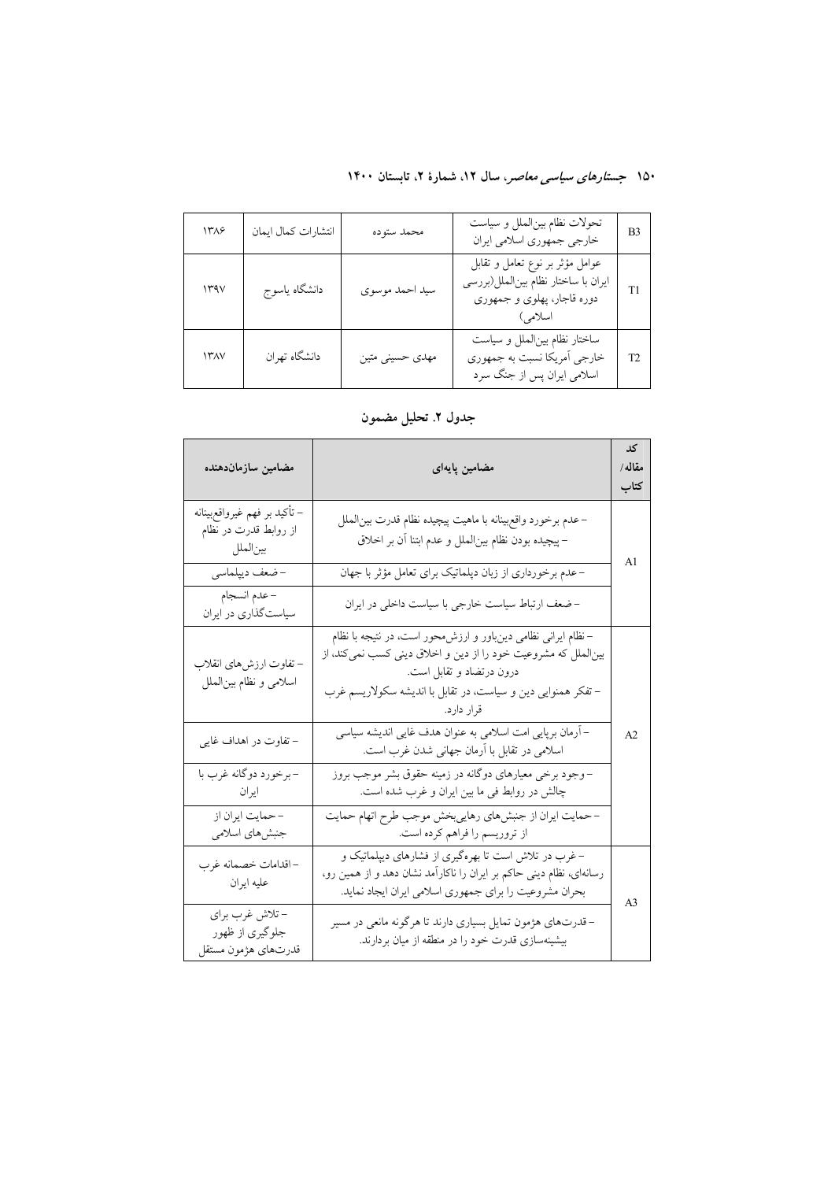| ۱۳۸۶ | انتشارات کمال ایمان | محمد ستوده | تحولات نظام بین‌الملل و سیاست خارجی جمهوری اسلامی ایران | B3 |
|---|---|---|---|---|
| ۱۳۹۷ | دانشگاه یاسوج | سید احمد موسوی | عوامل مؤثر بر نوع تعامل و تقابل ایران با ساختار نظام بین‌الملل(بررسی دوره قاجار، پهلوی و جمهوری اسلامی) | T1 |
| ۱۳۸۷ | دانشگاه تهران | مهدی حسینی متین | ساختار نظام بین‌الملل و سیاست خارجی آمریکا نسبت به جمهوری اسلامی ایران پس از جنگ سرد | T2 |

## جدول ۲. تحلیل مضمون

| مضامین سازمان‌دهنده | مضامین پایه‌ای | کد مقاله/ کتاب |
|---|---|---|
| - تأکید بر فهم غیرواقع‌بینانه از روابط قدرت در نظام بین‌الملل | - عدم برخورد واقع‌بینانه با ماهیت پیچیده نظام قدرت بین‌الملل<br>- پیچیده بودن نظام بین‌الملل و عدم ابتنا آن بر اخلاق | A1 |
| - ضعف دیپلماسی | - عدم برخورداری از زبان دیپلماتیک برای تعامل مؤثر با جهان | |
| - عدم انسجام سیاست‌گذاری در ایران | - ضعف ارتباط سیاست خارجی با سیاست داخلی در ایران | |
| - تفاوت ارزش‌های انقلاب اسلامی و نظام بین‌الملل | - نظام ایرانی نظامی دین‌باور و ارزش‌محور است، در نتیجه با نظام بین‌الملل که مشروعیت خود را از دین و اخلاق دینی کسب نمی‌کند، از درون درتضاد و تقابل است.<br>- تفکر همنوایی دین و سیاست، در تقابل با اندیشه سکولاریسم غرب قرار دارد. | A2 |
| - تفاوت در اهداف غایی | - آرمان برپایی امت اسلامی به عنوان هدف غایی اندیشه سیاسی اسلامی در تقابل با آرمان جهانی شدن غرب است. | |
| - برخورد دوگانه غرب با ایران | - وجود برخی معیارهای دوگانه در زمینه حقوق بشر موجب بروز چالش در روابط فی ما بین ایران و غرب شده است. | |
| - حمایت ایران از جنبش‌های اسلامی | - حمایت ایران از جنبش‌های رهایی‌بخش موجب طرح اتهام حمایت از تروریسم را فراهم کرده است. | |
| - اقدامات خصمانه غرب علیه ایران | - غرب در تلاش است تا بهره‌گیری از فشارهای دیپلماتیک و رسانه‌ای، نظام دینی حاکم بر ایران را ناکارآمد نشان دهد و از همین رو، بحران مشروعیت را برای جمهوری اسلامی ایران ایجاد نماید. | A3 |
| - تلاش غرب برای جلوگیری از ظهور قدرت‌های هژمون مستقل | - قدرت‌های هژمون تمایل بسیاری دارند تا هرگونه مانعی در مسیر بیشینه‌سازی قدرت خود را در منطقه از میان بردارند. | |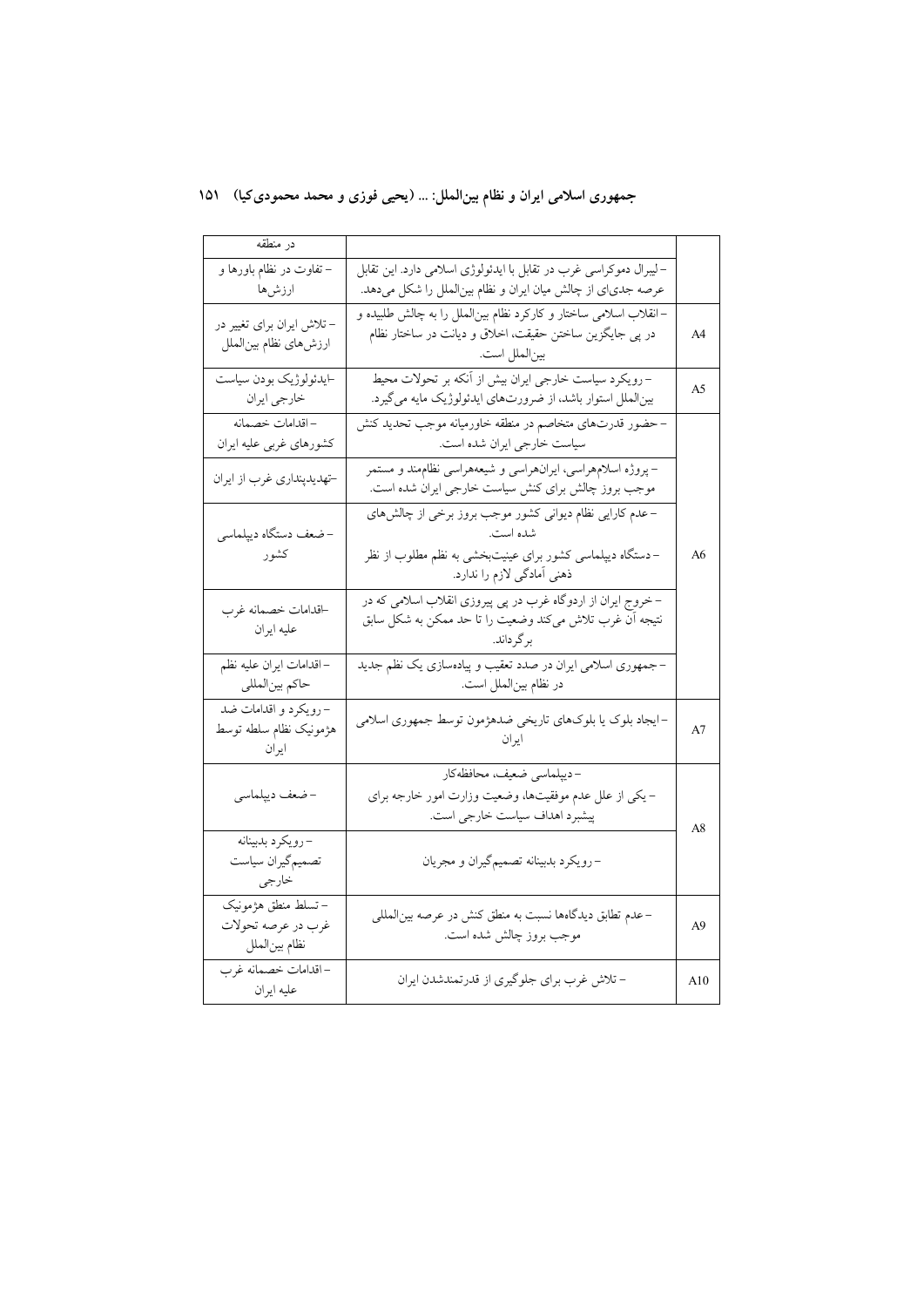| | | |
|---|---|---|
| | | در منطقه |
| | – لیبرال دموکراسی غرب در تقابل با ایدئولوژی اسلامی دارد. این تقابل عرصه جدی‌ای از چالش میان ایران و نظام بین‌الملل را شکل می‌دهد. | – تفاوت در نظام باورها و ارزش‌ها |
| A4 | – انقلاب اسلامی ساختار و کارکرد نظام بین‌الملل را به چالش طلبیده و در پی جایگزین ساختن حقیقت، اخلاق و دیانت در ساختار نظام بین‌الملل است. | – تلاش ایران برای تغییر در ارزش‌های نظام بین‌الملل |
| A5 | – رویکرد سیاست خارجی ایران بیش از آنکه بر تحولات محیط بین‌الملل استوار باشد، از ضرورت‌های ایدئولوژیک مایه می‌گیرد. | –ایدئولوژیک بودن سیاست خارجی ایران |
| A6 | – حضور قدرت‌های متخاصم در منطقه خاورمیانه موجب تحدید کنش سیاست خارجی ایران شده است. | – اقدامات خصمانه کشورهای غربی علیه ایران |
| | – پروژه اسلام‌هراسی، ایران‌هراسی و شیعه‌هراسی نظام‌مند و مستمر موجب بروز چالش برای کنش سیاست خارجی ایران شده است. | –تهدیدپنداری غرب از ایران |
| | – عدم کارایی نظام دیوانی کشور موجب بروز برخی از چالش‌های شده است.<br>– دستگاه دیپلماسی کشور برای عینیت‌بخشی به نظم مطلوب از نظر ذهنی آمادگی لازم را ندارد. | – ضعف دستگاه دیپلماسی کشور |
| | – خروج ایران از اردوگاه غرب در پی پیروزی انقلاب اسلامی که در نتیجه آن غرب تلاش می‌کند وضعیت را تا حد ممکن به شکل سابق برگرداند. | –اقدامات خصمانه غرب علیه ایران |
| | – جمهوری اسلامی ایران در صدد تعقیب و پیاده‌سازی یک نظم جدید در نظام بین‌الملل است. | – اقدامات ایران علیه نظم حاکم بین‌المللی |
| A7 | – ایجاد بلوک یا بلوک‌های تاریخی ضدهژمون توسط جمهوری اسلامی ایران | – رویکرد و اقدامات ضد هژمونیک نظام سلطه توسط ایران |
| A8 | – دیپلماسی ضعیف، محافظه‌کار<br>– یکی از علل عدم موفقیت‌ها، وضعیت وزارت امور خارجه برای پیشبرد اهداف سیاست خارجی است. | – ضعف دیپلماسی |
| | – رویکرد بدبینانه تصمیم‌گیران و مجریان | – رویکرد بدبینانه تصمیم‌گیران سیاست خارجی |
| A9 | – عدم تطابق دیدگاه‌ها نسبت به منطق کنش در عرصه بین‌المللی موجب بروز چالش شده است. | – تسلط منطق هژمونیک غرب در عرصه تحولات نظام بین‌الملل |
| A10 | – تلاش غرب برای جلوگیری از قدرتمندشدن ایران | – اقدامات خصمانه غرب علیه ایران |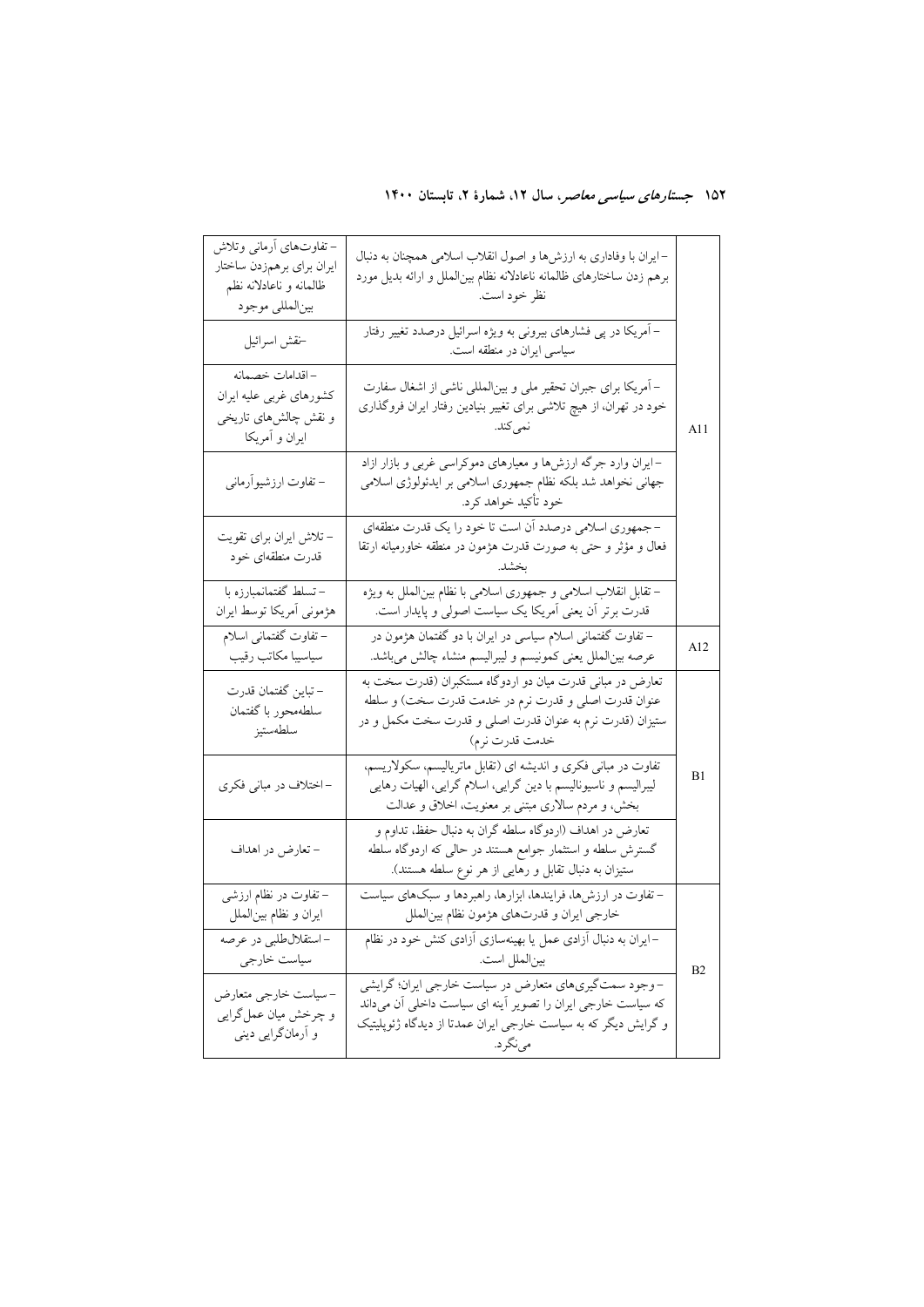| | | |
|---|---|---|
| A11 | – ایران با وفاداری به ارزش‌ها و اصول انقلاب اسلامی همچنان به دنبال برهم زدن ساختارهای ظالمانه ناعادلانه نظام بین‌الملل و ارائه بدیل مورد نظر خود است. | – تفاوت‌های آرمانی وتلاش ایران برای برهم‌زدن ساختار ظالمانه و ناعادلانه نظم بین‌المللی موجود |
| | – آمریکا در پی فشارهای بیرونی به ویژه اسرائیل درصدد تغییر رفتار سیاسی ایران در منطقه است. | –نقش اسرائیل |
| | – آمریکا برای جبران تحقیر ملی و بین‌المللی ناشی از اشغال سفارت خود در تهران، از هیچ تلاشی برای تغییر بنیادین رفتار ایران فروگذاری نمی‌کند. | – اقدامات خصمانه کشورهای غربی علیه ایران و نقش چالش‌های تاریخی ایران و آمریکا |
| | – ایران وارد جرگه ارزش‌ها و معیارهای دموکراسی غربی و بازار ازاد جهانی نخواهد شد بلکه نظام جمهوری اسلامی بر ایدئولوژی اسلامی خود تأکید خواهد کرد. | – تفاوت ارزشیوآرمانی |
| | – جمهوری اسلامی درصدد آن است تا خود را یک قدرت منطقه‌ای فعال و مؤثر و حتی به صورت قدرت هژمون در منطقه خاورمیانه ارتقا بخشد. | – تلاش ایران برای تقویت قدرت منطقه‌ای خود |
| | – تقابل انقلاب اسلامی و جمهوری اسلامی با نظام بین‌الملل به ویژه قدرت برتر آن یعنی آمریکا یک سیاست اصولی و پایدار است. | – تسلط گفتمانمبارزه با هژمونی آمریکا توسط ایران |
| A12 | – تفاوت گفتمانی اسلام سیاسی در ایران با دو گفتمان هژمون در عرصه بین‌الملل یعنی کمونیسم و لیبرالیسم منشاء چالش می‌باشد. | – تفاوت گفتمانی اسلام سیاسیبا مکاتب رقیب |
| B1 | تعارض در مبانی قدرت میان دو اردوگاه مستکبران (قدرت سخت به عنوان قدرت اصلی و قدرت نرم در خدمت قدرت سخت) و سلطه ستیزان (قدرت نرم به عنوان قدرت اصلی و قدرت سخت مکمل و در خدمت قدرت نرم) | – تباین گفتمان قدرت سلطه‌محور با گفتمان سلطه‌ستیز |
| | تفاوت در مبانی فکری و اندیشه ای (تقابل ماتریالیسم، سکولاریسم، لیبرالیسم و ناسیونالیسم با دین گرایی، اسلام گرایی، الهیات رهایی بخش، و مردم سالاری مبتنی بر معنویت، اخلاق و عدالت | – اختلاف در مبانی فکری |
| | تعارض در اهداف (اردوگاه سلطه گران به دنبال حفظ، تداوم و گسترش سلطه و استثمار جوامع هستند در حالی که اردوگاه سلطه ستیزان به دنبال تقابل و رهایی از هر نوع سلطه هستند). | – تعارض در اهداف |
| B2 | – تفاوت در ارزش‌ها، فرایندها، ابزارها، راهبردها و سبک‌های سیاست خارجی ایران و قدرت‌های هژمون نظام بین‌الملل | – تفاوت در نظام ارزشی ایران و نظام بین‌الملل |
| | – ایران به دنبال آزادی عمل یا بهینه‌سازی آزادی کنش خود در نظام بین‌الملل است. | – استقلال‌طلبی در عرصه سیاست خارجی |
| | – وجود سمت‌گیری‌های متعارض در سیاست خارجی ایران؛ گرایشی که سیاست خارجی ایران را تصویر آینه ای سیاست داخلی آن می‌داند و گرایش دیگر که به سیاست خارجی ایران عمدتا از دیدگاه ژئوپلیتیک می‌نگرد. | – سیاست خارجی متعارض و چرخش میان عمل‌گرایی و آرمان‌گرایی دینی |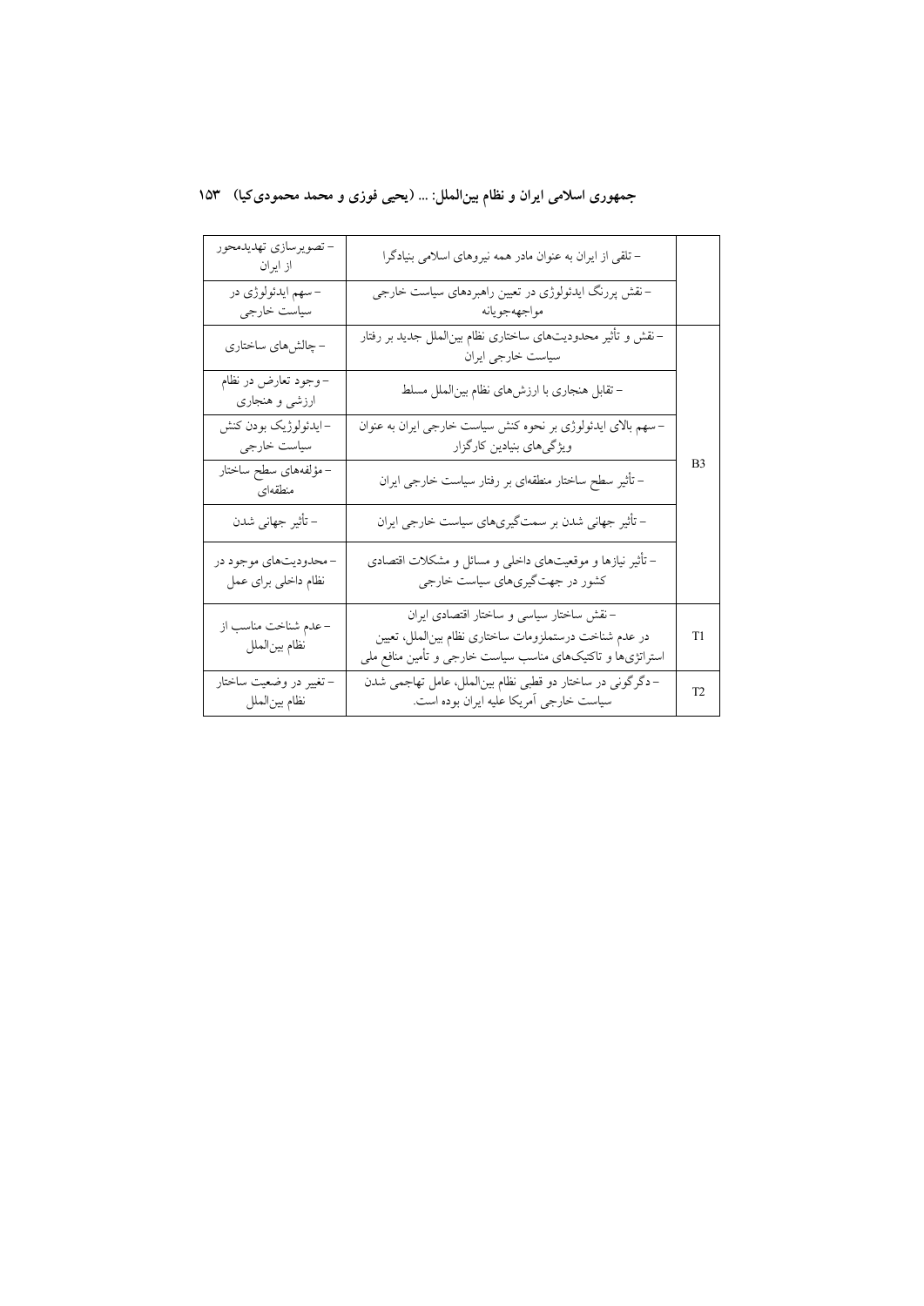| | | |
|---|---|---|
| - تصویرسازی تهدیدمحور از ایران | - تلقی از ایران به عنوان مادر همه نیروهای اسلامی بنیادگرا | |
| - سهم ایدئولوژی در سیاست خارجی | - نقش پررنگ ایدئولوژی در تعیین راهبردهای سیاست خارجی مواجهه‌جویانه | |
| - چالش‌های ساختاری | - نقش و تأثیر محدودیت‌های ساختاری نظام بین‌الملل جدید بر رفتار سیاست خارجی ایران | B3 |
| - وجود تعارض در نظام ارزشی و هنجاری | - تقابل هنجاری با ارزش‌های نظام بین‌الملل مسلط | |
| - ایدئولوژیک بودن کنش سیاست خارجی | - سهم بالای ایدئولوژی بر نحوه کنش سیاست خارجی ایران به عنوان ویژگی‌های بنیادین کارگزار | |
| - مؤلفه‌های سطح ساختار منطقه‌ای | - تأثیر سطح ساختار منطقه‌ای بر رفتار سیاست خارجی ایران | |
| - تأثیر جهانی شدن | - تأثیر جهانی شدن بر سمت‌گیری‌های سیاست خارجی ایران | |
| - محدودیت‌های موجود در نظام داخلی برای عمل | - تأثیر نیازها و موقعیت‌های داخلی و مسائل و مشکلات اقتصادی کشور در جهت‌گیری‌های سیاست خارجی | |
| - عدم شناخت مناسب از نظام بین‌الملل | - نقش ساختار سیاسی و ساختار اقتصادی ایران در عدم شناخت درستملزومات ساختاری نظام بین‌الملل، تعیین استراتژی‌ها و تاکتیک‌های مناسب سیاست خارجی و تأمین منافع ملی | T1 |
| - تغییر در وضعیت ساختار نظام بین‌الملل | - دگرگونی در ساختار دو قطبی نظام بین‌الملل، عامل تهاجمی شدن سیاست خارجی آمریکا علیه ایران بوده است. | T2 |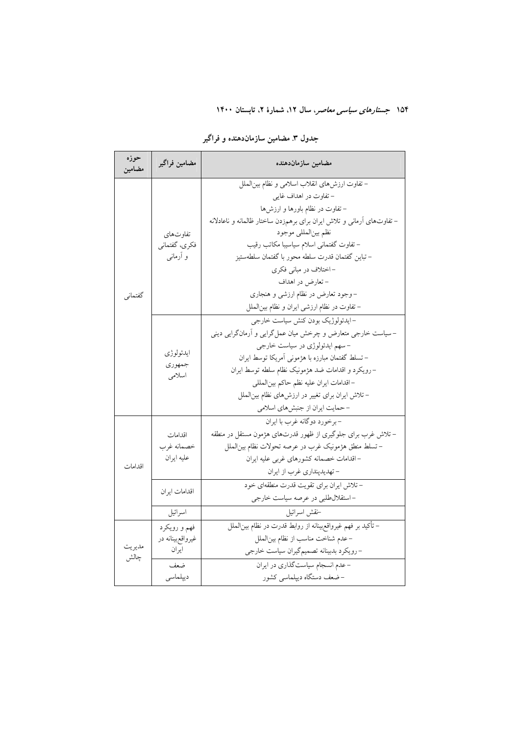**جدول ۳. مضامین سازمان‌دهنده و فراگیر**

| حوزه مضامین | مضامین فراگیر | مضامین سازمان‌دهنده |
|---|---|---|
| گفتمانی | تفاوت‌های فکری، گفتمانی و آرمانی | – تفاوت ارزش‌های انقلاب اسلامی و نظام بین‌الملل<br>– تفاوت در اهداف غایی<br>– تفاوت در نظام باورها و ارزش‌ها<br>– تفاوت‌های آرمانی و تلاش ایران برای برهم‌زدن ساختار ظالمانه و ناعادلانه نظم بین‌المللی موجود<br>– تفاوت گفتمانی اسلام سیاسیبا مکاتب رقیب<br>– تباین گفتمان قدرت سلطه محور با گفتمان سلطه‌ستیز<br>– اختلاف در مبانی فکری<br>– تعارض در اهداف<br>– وجود تعارض در نظام ارزشی و هنجاری<br>– تفاوت در نظام ارزشی ایران و نظام بین‌الملل |
| | ایدئولوژی جمهوری اسلامی | – ایدئولوژیک بودن کنش سیاست خارجی<br>– سیاست خارجی متعارض و چرخش میان عمل‌گرایی و آرمان‌گرایی دینی<br>– سهم ایدئولوژی در سیاست خارجی<br>– تسلط گفتمان مبارزه با هژمونی آمریکا توسط ایران<br>– رویکرد و اقدامات ضد هژمونیک نظام سلطه توسط ایران<br>– اقدامات ایران علیه نظم حاکم بین‌المللی<br>– تلاش ایران برای تغییر در ارزش‌های نظام بین‌الملل<br>– حمایت ایران از جنبش‌های اسلامی |
| اقدامات | اقدامات خصمانه غرب علیه ایران | – برخورد دوگانه غرب با ایران<br>– تلاش غرب برای جلوگیری از ظهور قدرت‌های هژمون مستقل در منطقه<br>– تسلط منطق هژمونیک غرب در عرصه تحولات نظام بین‌الملل<br>– اقدامات خصمانه کشورهای غربی علیه ایران<br>– تهدیدپنداری غرب از ایران |
| | اقدامات ایران | – تلاش ایران برای تقویت قدرت منطقه‌ای خود<br>– استقلال‌طلبی در عرصه سیاست خارجی |
| | اسرائیل | –نقش اسرائیل |
| مدیریت چالش | فهم و رویکرد غیرواقع‌بینانه در ایران | – تأکید بر فهم غیرواقع‌بینانه از روابط قدرت در نظام بین‌الملل<br>– عدم شناخت مناسب از نظام بین‌الملل<br>– رویکرد بدبینانه تصمیم‌گیران سیاست خارجی |
| | ضعف دیپلماسی | – عدم انسجام سیاست‌گذاری در ایران<br>– ضعف دستگاه دیپلماسی کشور |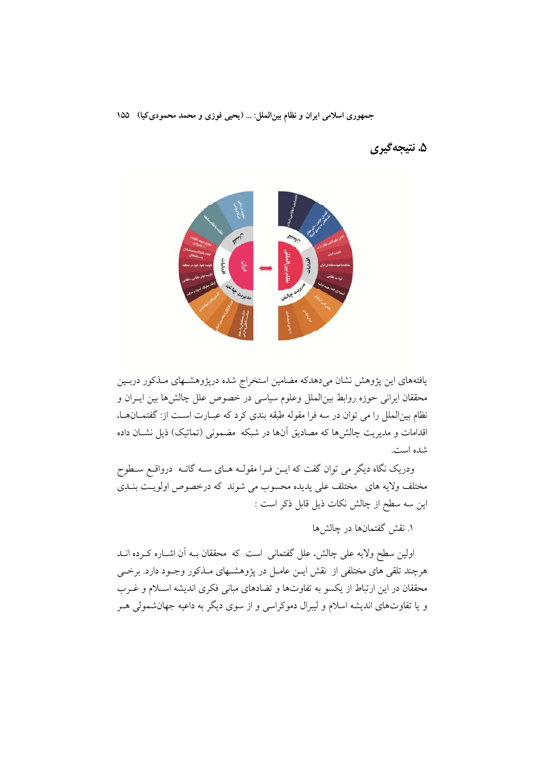## ۵. نتیجه‌گیری

یافته‌های این پژوهش نشان می‌دهدکه مضامین استخراج شده درپژوهشهای مذکور دربین محققان ایرانی حوزه روابط بین‌الملل وعلوم سیاسی در خصوص علل چالش‌ها بین ایران و نظام بین‌الملل را می توان در سه فرا مقوله طبقه بندی کرد که عبارت است از: گفتمان‌ها، اقدامات و مدیریت چالش‌ها که مصادیق آنها در شبکه مضمونی (تماتیک) ذیل نشان داده شده است.

ودریک نگاه دیگر می توان گفت که این فرا مقوله های سه گانه درواقع سطوح مختلف ولایه های مختلف علی پدیده محسوب می شوند که درخصوص اولویت بندی این سه سطح از چالش نکات ذیل قابل ذکر است :

۱. نقش گفتمان‌ها در چالش‌ها

اولین سطح ولایه علی چالش، علل گفتمانی است که محققان به آن اشاره کرده اند هرچند تلقی های مختلفی از نقش این عامل در پژوهشهای مذکور وجود دارد. برخی محققان در این ارتباط از یکسو به تفاوت‌ها و تضادهای مبانی فکری اندیشه اسلام و غرب و یا تفاوت‌های اندیشه اسلام و لیبرال دموکراسی و از سوی دیگر به داعیه جهان‌شمولی هر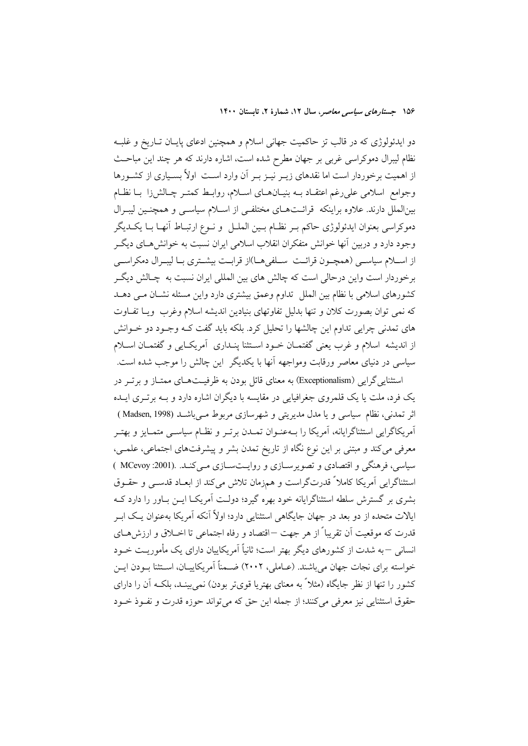دو ایدئولوژی که در قالب تز حاکمیت جهانی اسلام و همچنین ادعای پایـان تـاریخ و غلبـه نظام لیبرال دموکراسی غربی بر جهان مطرح شده است، اشاره دارند که هر چند این مباحـث از اهمیت برخوردار است اما نقدهای زیـر نیـز بـر آن وارد اسـت اولاً بسـیاری از کشـورها وجوامع اسلامی علی‌رغم اعتقـاد بـه بنیـان‌هـای اسـلام، روابـط کمتـر چـالش‌زا بـا نظـام بین‌الملل دارند. علاوه براینکه قرائـت‌هـای مختلفـی از اسـلام سیاسـی و همچنـین لیبـرال دموکراسی بعنوان ایدئولوژی حاکم بـر نظـام بـین الملـل و نـوع ارتبـاط آنهـا بـا یکـدیگر وجود دارد و دربین آنها خوانش متفکران انقلاب اسلامی ایران نسبت به خوانش‌هـای دیگـر از اسـلام سیاسـی (همچـون قرائـت سـلفی‌هـا)از قرابـت بیشـتری بـا لیبـرال دمکراسـی برخوردار است واین درحالی است که چالش های بین المللی ایران نسبت به چـالش دیگـر کشورهای اسلامی با نظام بین الملل تداوم وعمق بیشتری دارد واین مسئله نشـان مـی دهـد که نمی توان بصورت کلان و تنها بدلیل تفاوتهای بنیادین اندیشه اسلام وغرب ویـا تفـاوت های تمدنی چرایی تداوم این چالشها را تحلیل کرد. بلکه باید گفت کـه وجـود دو خـوانش از اندیشه اسلام و غرب یعنی گفتمـان خـود اسـتثنا پنـداری آمریکـایی و گفتمـان اسـلام سیاسی در دنیای معاصر ورقابت ومواجهه آنها با یکدیگر این چالش را موجب شده است.

استثنایی‌گرایی (Exceptionalism) به معنای قائل بودن به ظرفیـت‌هـای ممتـاز و برتـر در یک فرد، ملت یا یک قلمروی جغرافیایی در مقایسه با دیگران اشاره دارد و بـه برتـری ایـده اثر تمدنی، نظام سیاسی و یا مدل مدیریتی و شهرسازی مربوط مـی‌باشـد (Madsen, 1998 ) آمریکاگرایی استثناگرایانه، آمریکا را بـه‌عنـوان تمـدن برتـر و نظـام سیاسـی متمـایز و بهتـر معرفی می‌کند و مبتنی بر این نوع نگاه از تاریخ تمدن بشر و پیشرفت‌های اجتماعی، علمـی، سیاسی، فرهنگی و اقتصادی و تصویرسـازی و روایـت‌سـازی مـی‌کنـد. .(MCevoy :2001 ) استثناگرایی آمریکا کاملاً قدرت‌گراست و همزمان تلاش می‌کند از ابعـاد قدسـی و حقـوق بشری بر گسترش سلطه استثناگرایانه خود بهره گیرد؛ دولـت آمریکـا ایـن بـاور را دارد کـه ایالات متحده از دو بعد در جهان جایگاهی استثنایی دارد؛ اولاً آنکه آمریکا به‌عنوان یـک ابـر قدرت که موقعیت آن تقریباً از هر جهت –اقتصاد و رفاه اجتماعی تا اخـلاق و ارزش‌هـای انسانی –به شدت از کشورهای دیگر بهتر است؛ ثانیاً آمریکاییان دارای یک مأموریـت خـود خواسته برای نجات جهان می‌باشند. (عـاملی، ۲۰۰۲) ضـمناً آمریکاییـان، اسـتثنا بـودن ایـن کشور را تنها از نظر جایگاه (مثلاً به معنای بهتریا قوی‌تر بودن) نمی‌بیننـد، بلکـه آن را دارای حقوق استثنایی نیز معرفی می‌کنند؛ از جمله این حق که می‌تواند حوزه قدرت و نفـوذ خـود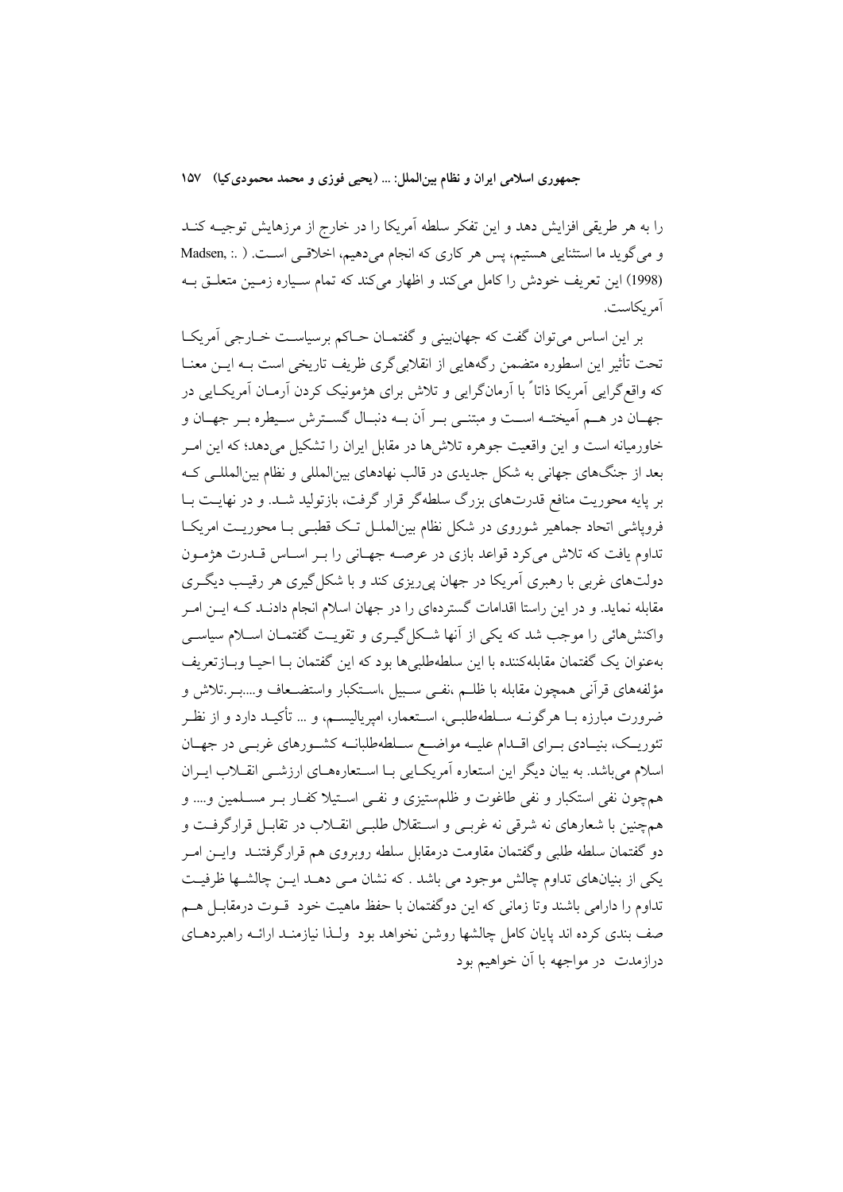را به هر طریقی افزایش دهد و این تفکر سلطه آمریکا را در خارج از مرزهایش توجیه کند و می‌گوید ما استثنایی هستیم، پس هر کاری که انجام می‌دهیم، اخلاقی است. ( :. Madsen, (1998) این تعریف خودش را کامل می‌کند و اظهار می‌کند که تمام سیاره زمین متعلق به آمریکاست.

بر این اساس می‌توان گفت که جهانبینی و گفتمان حاکم برسیاست خارجی آمریکا تحت تأثیر این اسطوره متضمن رگه‌هایی از انقلابی‌گری ظریف تاریخی است به این معنا که واقع‌گرایی آمریکا ذاتاً با آرمان‌گرایی و تلاش برای هژمونیک کردن آرمان آمریکایی در جهان در هم آمیخته است و مبتنی بر آن به دنبال گسترش سیطره بر جهان و خاورمیانه است و این واقعیت جوهره تلاش‌ها در مقابل ایران را تشکیل می‌دهد؛ که این امر بعد از جنگ‌های جهانی به شکل جدیدی در قالب نهادهای بین‌المللی و نظام بین‌المللی که بر پایه محوریت منافع قدرت‌های بزرگ سلطه‌گر قرار گرفت، بازتولید شد. و در نهایت با فروپاشی اتحاد جماهیر شوروی در شکل نظام بین‌الملل تک قطبی با محوریت امریکا تداوم یافت که تلاش می‌کرد قواعد بازی در عرصه جهانی را بر اساس قدرت هژمون دولت‌های غربی با رهبری آمریکا در جهان پی‌ریزی کند و با شکل‌گیری هر رقیب دیگری مقابله نماید. و در این راستا اقدامات گسترده‌ای را در جهان اسلام انجام دادند که این امر واکنش‌هائی را موجب شد که یکی از آنها شکل‌گیری و تقویت گفتمان اسلام سیاسی به‌عنوان یک گفتمان مقابله‌کننده با این سلطه‌طلبی‌ها بود که این گفتمان با احیا وبازتعریف مؤلفه‌های قرآنی همچون مقابله با ظلم ،نفی سبیل ،استکبار واستضعاف و....بر.تلاش و ضرورت مبارزه با هرگونه سلطه‌طلبی، استعمار، امپریالیسم، و ... تأکید دارد و از نظر تئوریک، بنیادی برای اقدام علیه مواضع سلطه‌طلبانه کشورهای غربی در جهان اسلام می‌باشد. به بیان دیگر این استعاره آمریکایی با استعاره‌های ارزشی انقلاب ایران همچون نفی استکبار و نفی طاغوت و ظلم‌ستیزی و نفی استیلا کفار بر مسلمین و.... و همچنین با شعارهای نه شرقی نه غربی و استقلال طلبی انقلاب در تقابل قرارگرفت و دو گفتمان سلطه طلبی وگفتمان مقاومت درمقابل سلطه روبروی هم قرارگرفتند وایـن امر یکی از بنیان‌های تداوم چالش موجود می باشد . که نشان می دهد این چالشها ظرفیت تداوم را دارامی باشند وتا زمانی که این دوگفتمان با حفظ ماهیت خود قوت درمقابل هم صف بندی کرده اند پایان کامل چالشها روشن نخواهد بود ولـذا نیازمند ارائه راهبردهای درازمدت در مواجهه با آن خواهیم بود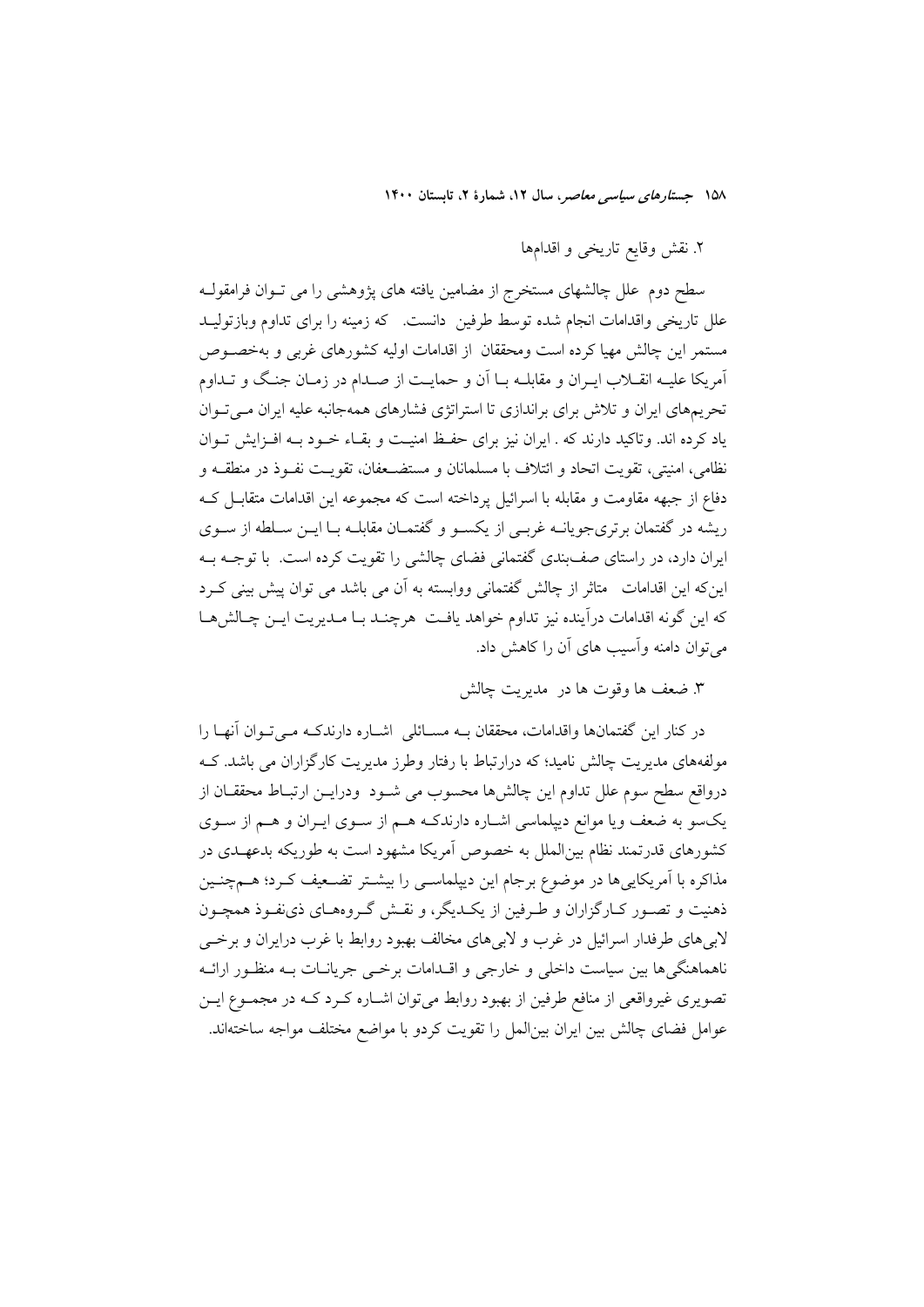۲. نقش وقایع تاریخی و اقدامها

سطح دوم علل چالشهای مستخرج از مضامین یافته های پژوهشی را می تـوان فرامقولـه علل تاریخی واقدامات انجام شده توسط طرفین دانست. که زمینه را برای تداوم وبازتولیـد مستمر این چالش مهیا کرده است ومحققان از اقدامات اولیه کشورهای غربی و به‌خصـوص آمریکا علیـه انقـلاب ایـران و مقابلـه بـا آن و حمایـت از صـدام در زمـان جنـگ و تـداوم تحریم‌های ایران و تلاش برای براندازی تا استراتژی فشارهای همه‌جانبه علیه ایران مـی‌تـوان یاد کرده اند. وتاکید دارند که . ایران نیز برای حفـظ امنیـت و بقـاء خـود بـه افـزایش تـوان نظامی، امنیتی، تقویت اتحاد و ائتلاف با مسلمانان و مستضـعفان، تقویـت نفـوذ در منطقـه و دفاع از جبهه مقاومت و مقابله با اسرائیل پرداخته است که مجموعه این اقدامات متقابـل کـه ریشه در گفتمان برتری‌جویانـه غربـی از یکسـو و گفتمـان مقابلـه بـا ایـن سـلطه از سـوی ایران دارد، در راستای صف‌بندی گفتمانی فضای چالشی را تقویت کرده است. با توجـه بـه این‌که این اقدامات متاثر از چالش گفتمانی ووابسته به آن می باشد می توان پیش بینی کـرد که این گونه اقدامات درآینده نیز تداوم خواهد یافت هرچنـد بـا مـدیریت ایـن چـالش‌هـا می‌توان دامنه وآسیب های آن را کاهش داد.

۳. ضعف ها وقوت ها در مدیریت چالش

در کنار این گفتمان‌ها واقدامات، محققان بـه مسـائلی اشـاره دارندکـه مـی‌تـوان آنهـا را مولفه‌های مدیریت چالش نامید؛ که درارتباط با رفتار وطرز مدیریت کارگزاران می باشد. کـه درواقع سطح سوم علل تداوم این چالش‌ها محسوب می شـود ودرایـن ارتبـاط محققـان از یک‌سو به ضعف ویا موانع دیپلماسی اشـاره دارندکـه هـم از سـوی ایـران و هـم از سـوی کشورهای قدرتمند نظام بین‌الملل به خصوص آمریکا مشهود است به طوریکه بدعهـدی در مذاکره با آمریکایی‌ها در موضوع برجام این دیپلماسـی را بیشـتر تضـعیف کـرد؛ هـم‌چنـین ذهنیت و تصـور کـارگزاران و طـرفین از یکـدیگر، و نقـش گـروه‌هـای ذی‌نفـوذ همچـون لابی‌های طرفدار اسرائیل در غرب و لابی‌های مخالف بهبود روابط با غرب درایران و برخـی ناهماهنگی‌ها بین سیاست داخلی و خارجی و اقـدامات برخـی جریانـات بـه منظـور ارائـه تصویری غیرواقعی از منافع طرفین از بهبود روابط می‌توان اشـاره کـرد کـه در مجمـوع ایـن عوامل فضای چالش بین ایران بین‌الملل را تقویت کردو با مواضع مختلف مواجه ساخته‌اند.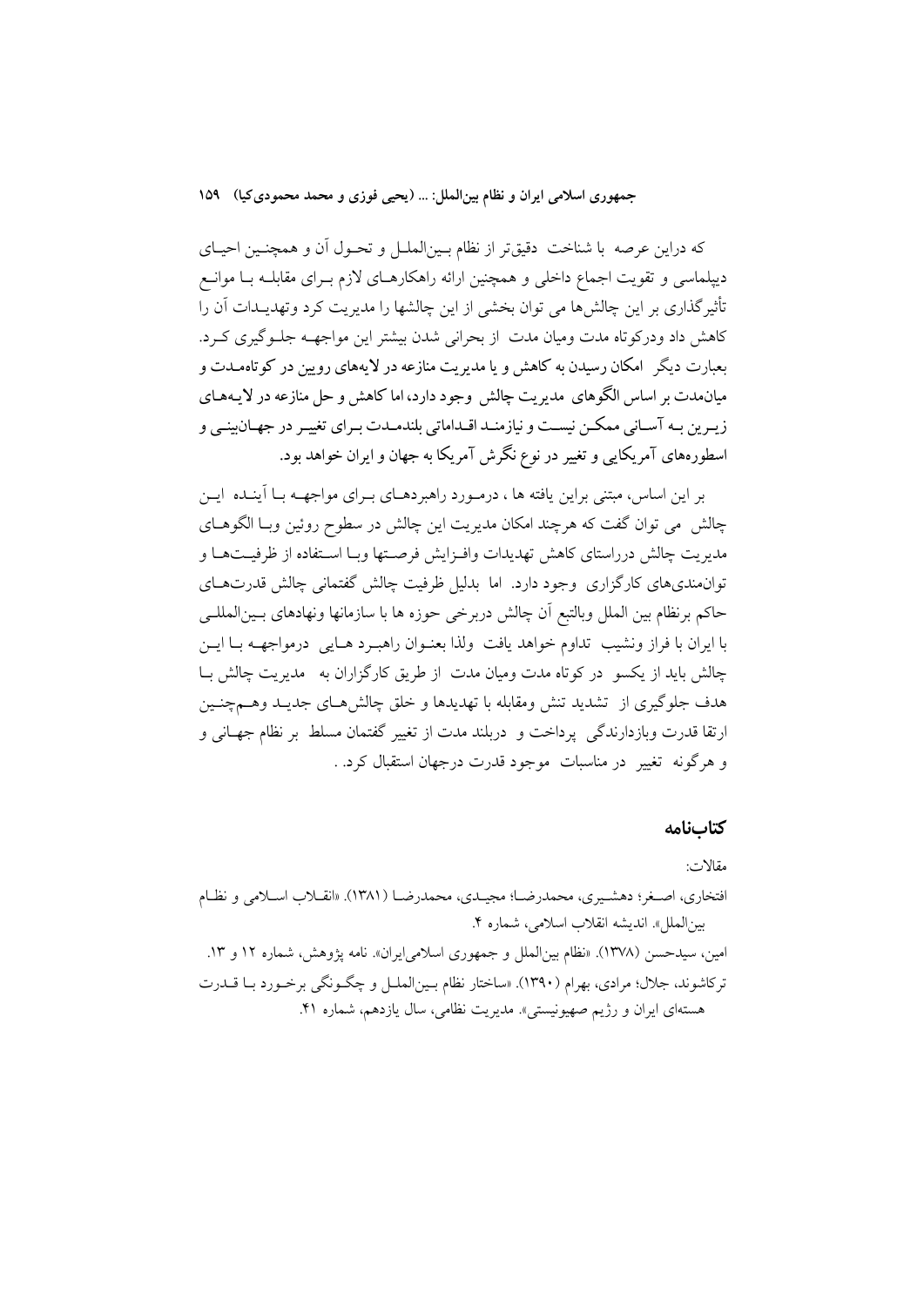که دراین عرصه با شناخت دقیق‌تر از نظام بین‌الملل و تحول آن و همچنین احیای دیپلماسی و تقویت اجماع داخلی و همچنین ارائه راهکارهای لازم برای مقابله با موانع تأثیرگذاری بر این چالش‌ها می توان بخشی از این چالشها را مدیریت کرد وتهدیدات آن را کاهش داد ودرکوتاه مدت ومیان مدت از بحرانی شدن بیشتر این مواجهه جلوگیری کرد. بعبارت دیگر امکان رسیدن به کاهش و یا مدیریت منازعه در لایه‌ای رویین در کوتاه‌مدت و میان‌مدت بر اساس الگوهای مدیریت چالش وجود دارد، اما کاهش و حل منازعه در لایه‌های زیرین به آسانی ممکن نیست و نیازمند اقداماتی بلندمدت برای تغییر در جهان‌بینی و اسطوره‌های آمریکایی و تغییر در نوع نگرش آمریکا به جهان و ایران خواهد بود.

بر این اساس، مبتنی براین یافته ها ، درمورد راهبردهای برای مواجهه با آینده این چالش می توان گفت که هرچند امکان مدیریت این چالش در سطوح روئین وبا الگوهای مدیریت چالش درراستای کاهش تهدیدات وافزایش فرصتها وبا استفاده از ظرفیت‌ها و توانمندی‌های کارگزاری وجود دارد. اما بدلیل ظرفیت چالش گفتمانی چالش قدرت‌های حاکم برنظام بین الملل وبالتبع آن چالش دربرخی حوزه ها با سازمانها ونهادهای بین‌المللی با ایران با فراز ونشیب تداوم خواهد یافت ولذا بعنوان راهبرد هایی درمواجهه با این چالش باید از یکسو در کوتاه مدت ومیان مدت از طریق کارگزاران به مدیریت چالش با هدف جلوگیری از تشدید تنش ومقابله با تهدیدها و خلق چالش‌های جدید وهم‌چنین ارتقا قدرت وبازدارندگی پرداخت و دربلند مدت از تغییر گفتمان مسلط بر نظام جهانی و و هرگونه تغییر در مناسبات موجود قدرت درجهان استقبال کرد. .

## کتاب‌نامه

مقالات:

افتخاری، اصغر؛ دهشیری، محمدرضا؛ مجیدی، محمدرضا (۱۳۸۱). «انقلاب اسلامی و نظام بین‌الملل». اندیشه انقلاب اسلامی، شماره ۴.

امین، سیدحسن (۱۳۷۸). «نظام بین‌الملل و جمهوری اسلامی‌ایران». نامه پژوهش، شماره ۱۲ و ۱۳.

ترکاشوند، جلال؛ مرادی، بهرام (۱۳۹۰). «ساختار نظام بین‌الملل و چگونگی برخورد با قدرت هسته‌ای ایران و رژیم صهیونیستی». مدیریت نظامی، سال یازدهم، شماره ۴۱.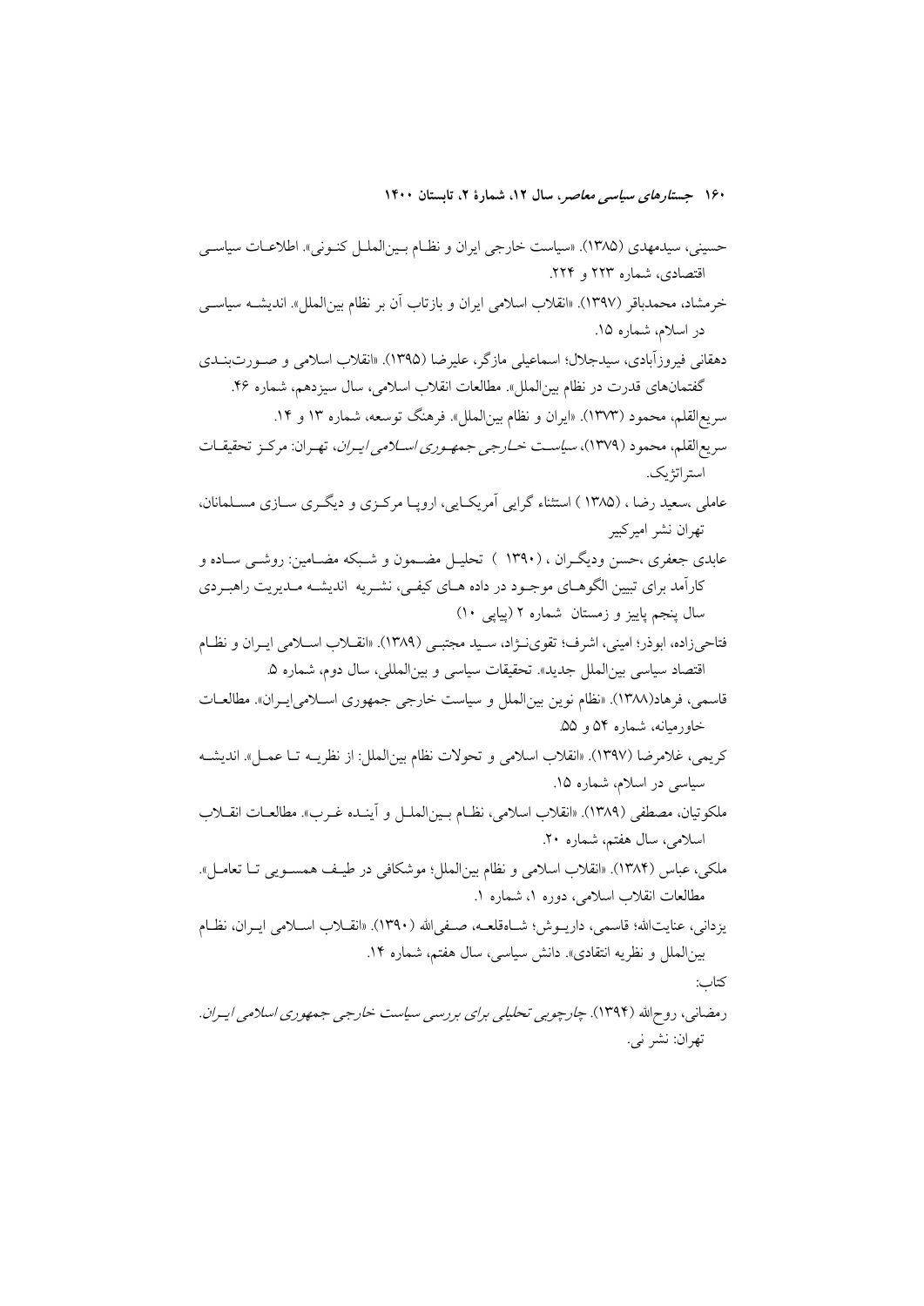حسینی، سیدمهدی (۱۳۸۵). «سیاست خارجی ایران و نظـام بـین‌الملـل کنـونی». اطلاعـات سیاسـی اقتصادی، شماره ۲۲۳ و ۲۲۴.

خرمشاد، محمدباقر (۱۳۹۷). «انقلاب اسلامی ایران و بازتاب آن بر نظام بین‌الملل». اندیشـه سیاسـی در اسلام، شماره ۱۵.

دهقانی فیروزآبادی، سیدجلال؛ اسماعیلی مازگر، علیرضا (۱۳۹۵). «انقلاب اسلامی و صـورت‌بنـدی گفتمان‌های قدرت در نظام بین‌الملل». مطالعات انقلاب اسلامی، سال سیزدهم، شماره ۴۶.

سریع‌القلم، محمود (۱۳۷۳). «ایران و نظام بین‌الملل». فرهنگ توسعه، شماره ۱۳ و ۱۴.

سریع‌القلم، محمود (۱۳۷۹)، *سیاست خـارجی جمهـوری اسـلامی ایـران*، تهـران: مرکـز تحقیقـات استراتژیک.

عاملی ،سعید رضا ، (۱۳۸۵ ) استثناء گرایی آمریکـایی، اروپـا مرکـزی و دیگـری سـازی مسـلمانان، تهران نشر امیرکبیر

عابدی جعفری ،حسن ودیگـران ، (۱۳۹۰ ) تحلیـل مضـمون و شـبکه مضـامین: روشـی سـاده و کارآمد برای تبیین الگوهـای موجـود در داده هـای کیفـی، نشـریه اندیشـه مـدیریت راهبـردی سال پنجم پاییز و زمستان شماره ۲ (پیاپی ۱۰)

فتاحی‌زاده، ابوذر؛ امینی، اشرف؛ تقوی‌نـژاد، سـید مجتبـی (۱۳۸۹). «انقـلاب اسـلامی ایـران و نظـام اقتصاد سیاسی بین‌الملل جدید». تحقیقات سیاسی و بین‌المللی، سال دوم، شماره ۵.

قاسمی، فرهاد(۱۳۸۸). «نظام نوین بین‌الملل و سیاست خارجی جمهوری اسـلامی‌ایـران». مطالعـات خاورمیانه، شماره ۵۴ و ۵۵.

کریمی، غلامرضا (۱۳۹۷). «انقلاب اسلامی و تحولات نظام بین‌الملل: از نظریـه تـا عمـل». اندیشـه سیاسی در اسلام، شماره ۱۵.

ملکوتیان، مصطفی (۱۳۸۹). «انقلاب اسلامی، نظـام بـین‌الملـل و آینـده غـرب». مطالعـات انقـلاب اسلامی، سال هفتم، شماره ۲۰.

ملکی، عباس (۱۳۸۴). «انقلاب اسلامی و نظام بین‌الملل؛ موشکافی در طیـف همسـویی تـا تعامـل». مطالعات انقلاب اسلامی، دوره ۱، شماره ۱.

یزدانی، عنایت‌الله؛ قاسمی، داریـوش؛ شـاه‌قلعـه، صـفی‌الله (۱۳۹۰). «انقـلاب اسـلامی ایـران، نظـام بین‌الملل و نظریه انتقادی». دانش سیاسی، سال هفتم، شماره ۱۴.

کتاب:

رمضانی، روح‌الله (۱۳۹۴). *چارچوبی تحلیلی برای بررسی سیاست خارجی جمهوری اسلامی ایـران*. تهران: نشر نی.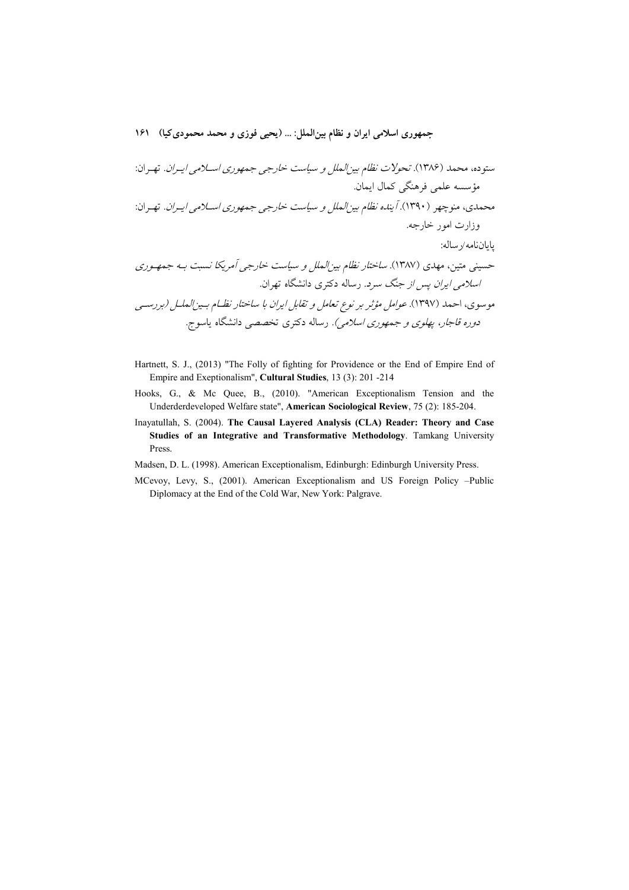ستوده، محمد (۱۳۸۶). *تحولات نظام بین‌الملل و سیاست خارجی جمهوری اسلامی ایران*. تهران: مؤسسه علمی فرهنگی کمال ایمان.

محمدی، منوچهر (۱۳۹۰). *آینده نظام بین‌الملل و سیاست خارجی جمهوری اسلامی ایران*. تهران: وزارت امور خارجه.

پایان‌نامه/رساله:

حسینی متین، مهدی (۱۳۸۷). *ساختار نظام بین‌الملل و سیاست خارجی آمریکا نسبت به جمهوری اسلامی ایران پس از جنگ سرد*. رساله دکتری دانشگاه تهران.

موسوی، احمد (۱۳۹۷). *عوامل مؤثر بر نوع تعامل و تقابل ایران با ساختار نظام بین‌الملل (بررسی دوره قاجار، پهلوی و جمهوری اسلامی)*. رساله دکتری تخصصی دانشگاه یاسوج.

Hartnett, S. J., (2013) "The Folly of fighting for Providence or the End of Empire End of Empire and Exeptionalism", **Cultural Studies**, 13 (3): 201 -214

Hooks, G., & Mc Quee, B., (2010). "American Exceptionalism Tension and the Underderdeveloped Welfare state", **American Sociological Review**, 75 (2): 185-204.

Inayatullah, S. (2004). **The Causal Layered Analysis (CLA) Reader: Theory and Case Studies of an Integrative and Transformative Methodology**. Tamkang University Press.

Madsen, D. L. (1998). American Exceptionalism, Edinburgh: Edinburgh University Press.

MCevoy, Levy, S., (2001). American Exceptionalism and US Foreign Policy –Public Diplomacy at the End of the Cold War, New York: Palgrave.